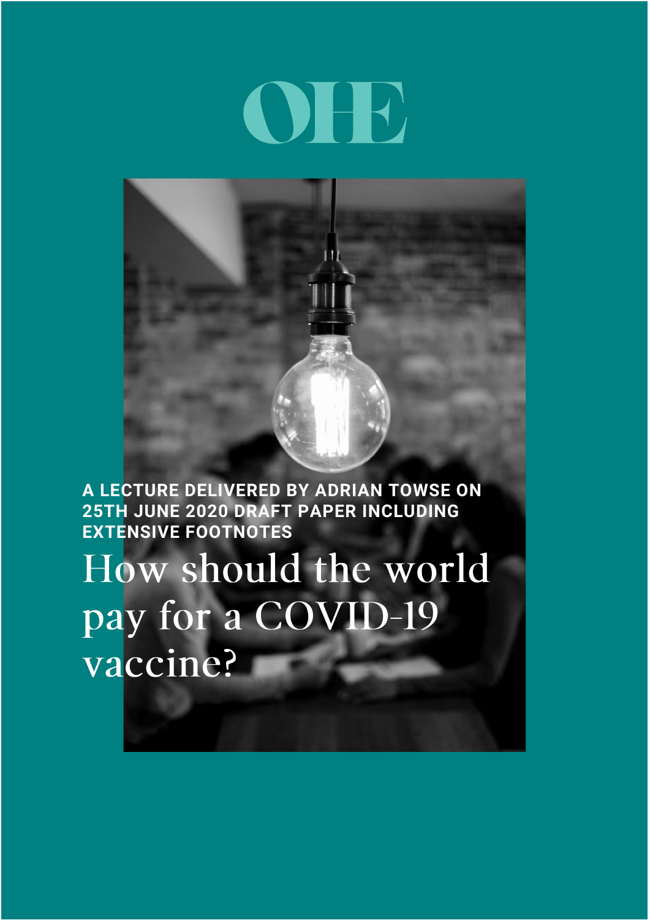OHE

A LECTURE DELIVERED BY ADRIAN TOWSE ON 25TH JUNE 2020 DRAFT PAPER INCLUDING EXTENSIVE FOOTNOTES

# How should the world pay for a COVID-19 vaccine?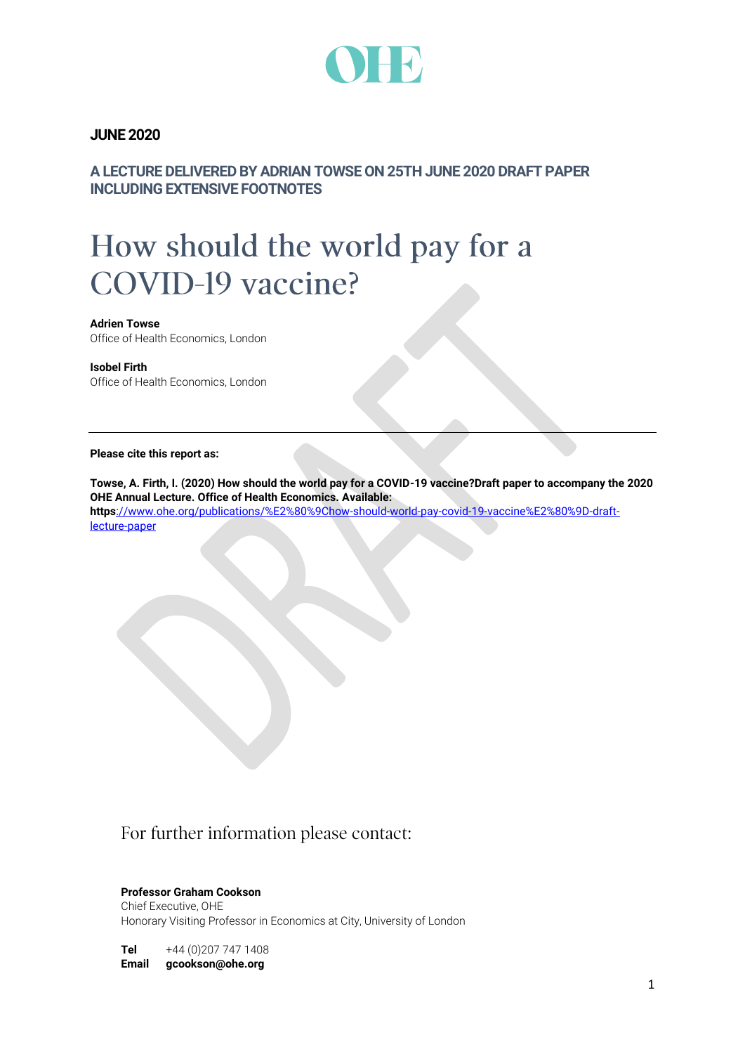**JUNE 2020**

**A LECTURE DELIVERED BY ADRIAN TOWSE ON 25TH JUNE 2020 DRAFT PAPER INCLUDING EXTENSIVE FOOTNOTES**

# How should the world pay for a COVID-19 vaccine?

**Adrien Towse**
Office of Health Economics, London

**Isobel Firth**
Office of Health Economics, London

---

**Please cite this report as:**

**Towse, A. Firth, I. (2020) How should the world pay for a COVID-19 vaccine?Draft paper to accompany the 2020 OHE Annual Lecture. Office of Health Economics. Available:**
**https**[://www.ohe.org/publications/%E2%80%9Chow-should-world-pay-covid-19-vaccine%E2%80%9D-draft-lecture-paper](://www.ohe.org/publications/%E2%80%9Chow-should-world-pay-covid-19-vaccine%E2%80%9D-draft-lecture-paper)

For further information please contact:

**Professor Graham Cookson**
Chief Executive, OHE
Honorary Visiting Professor in Economics at City, University of London

**Tel** +44 (0)207 747 1408
**Email** **gcookson@ohe.org**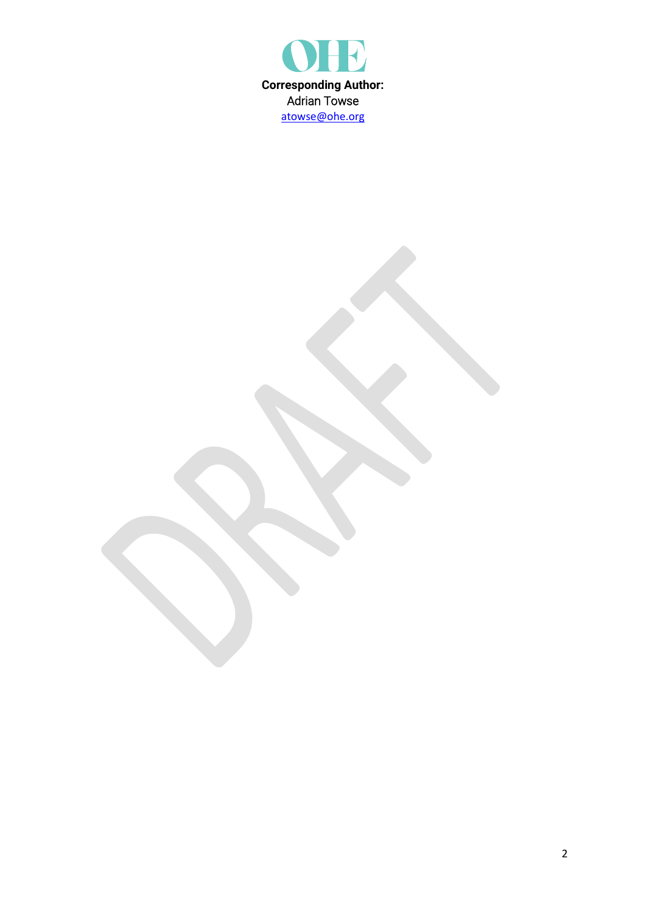**Corresponding Author:**
Adrian Towse
atowse@ohe.org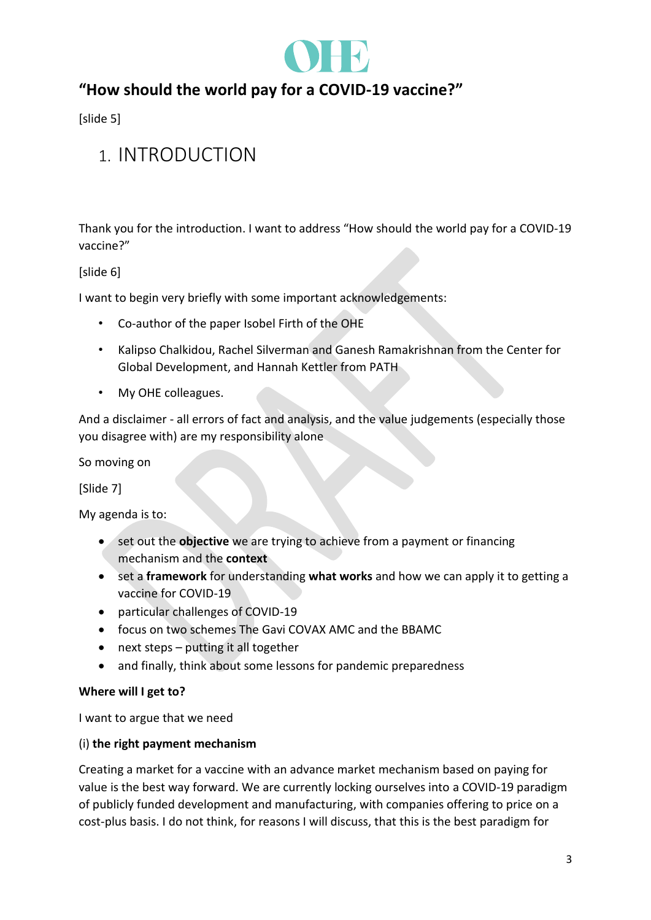## "How should the world pay for a COVID-19 vaccine?"

[slide 5]

# 1. INTRODUCTION

Thank you for the introduction. I want to address "How should the world pay for a COVID-19 vaccine?"

[slide 6]

I want to begin very briefly with some important acknowledgements:

- Co-author of the paper Isobel Firth of the OHE
- Kalipso Chalkidou, Rachel Silverman and Ganesh Ramakrishnan from the Center for Global Development, and Hannah Kettler from PATH
- My OHE colleagues.

And a disclaimer - all errors of fact and analysis, and the value judgements (especially those you disagree with) are my responsibility alone

So moving on

[Slide 7]

My agenda is to:

- set out the **objective** we are trying to achieve from a payment or financing mechanism and the **context**
- set a **framework** for understanding **what works** and how we can apply it to getting a vaccine for COVID-19
- particular challenges of COVID-19
- focus on two schemes The Gavi COVAX AMC and the BBAMC
- next steps – putting it all together
- and finally, think about some lessons for pandemic preparedness

**Where will I get to?**

I want to argue that we need

(i) **the right payment mechanism**

Creating a market for a vaccine with an advance market mechanism based on paying for value is the best way forward. We are currently locking ourselves into a COVID-19 paradigm of publicly funded development and manufacturing, with companies offering to price on a cost-plus basis. I do not think, for reasons I will discuss, that this is the best paradigm for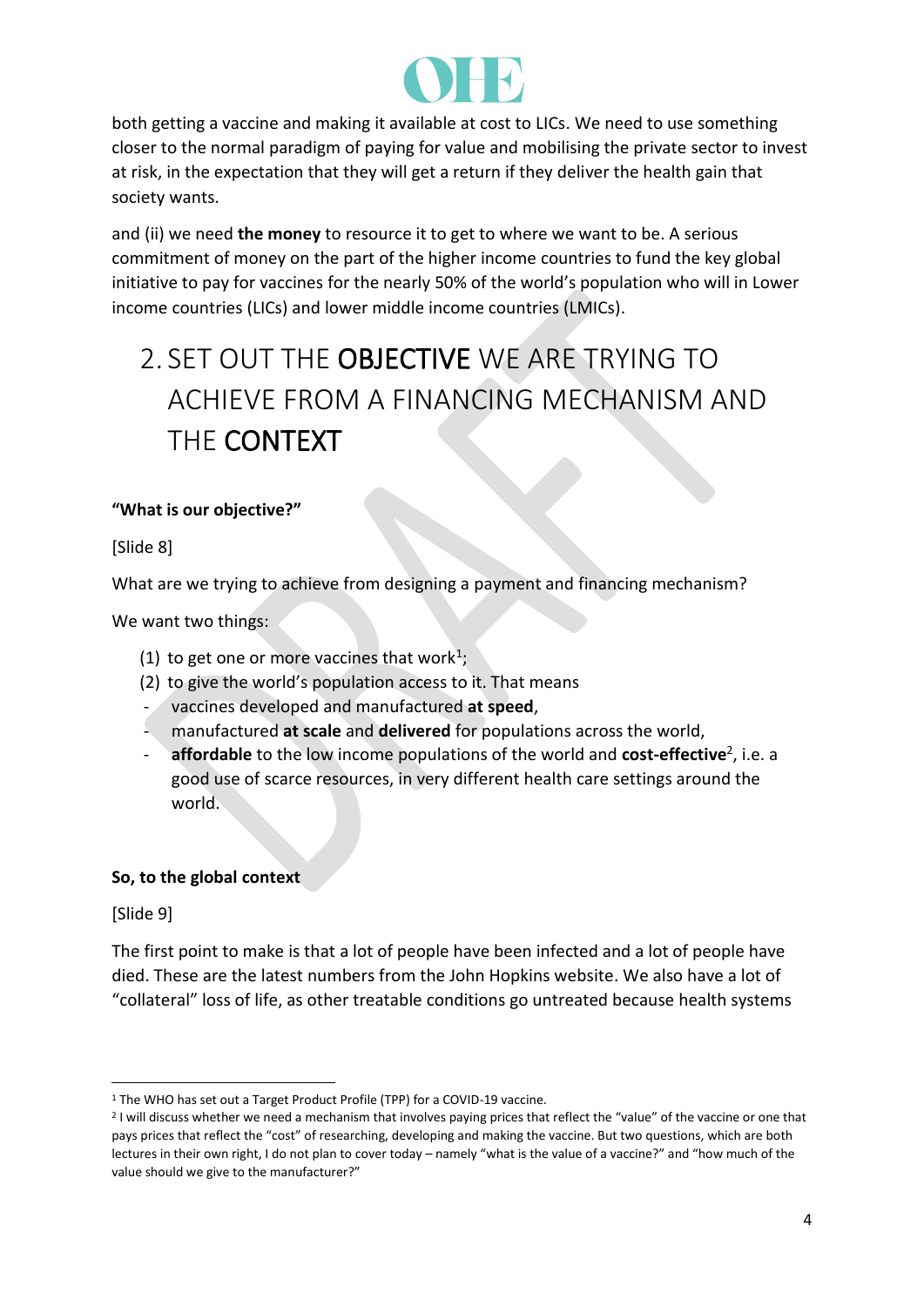both getting a vaccine and making it available at cost to LICs. We need to use something closer to the normal paradigm of paying for value and mobilising the private sector to invest at risk, in the expectation that they will get a return if they deliver the health gain that society wants.

and (ii) we need **the money** to resource it to get to where we want to be. A serious commitment of money on the part of the higher income countries to fund the key global initiative to pay for vaccines for the nearly 50% of the world's population who will in Lower income countries (LICs) and lower middle income countries (LMICs).

# 2. SET OUT THE **OBJECTIVE** WE ARE TRYING TO ACHIEVE FROM A FINANCING MECHANISM AND THE **CONTEXT**

**"What is our objective?"**

[Slide 8]

What are we trying to achieve from designing a payment and financing mechanism?

We want two things:

(1) to get one or more vaccines that work[1];
(2) to give the world's population access to it. That means

- vaccines developed and manufactured **at speed**,
- manufactured **at scale** and **delivered** for populations across the world,
- **affordable** to the low income populations of the world and **cost-effective**[2], i.e. a good use of scarce resources, in very different health care settings around the world.

**So, to the global context**

[Slide 9]

The first point to make is that a lot of people have been infected and a lot of people have died. These are the latest numbers from the John Hopkins website. We also have a lot of "collateral" loss of life, as other treatable conditions go untreated because health systems

---

[1] The WHO has set out a Target Product Profile (TPP) for a COVID-19 vaccine.

[2] I will discuss whether we need a mechanism that involves paying prices that reflect the "value" of the vaccine or one that pays prices that reflect the "cost" of researching, developing and making the vaccine. But two questions, which are both lectures in their own right, I do not plan to cover today – namely "what is the value of a vaccine?" and "how much of the value should we give to the manufacturer?"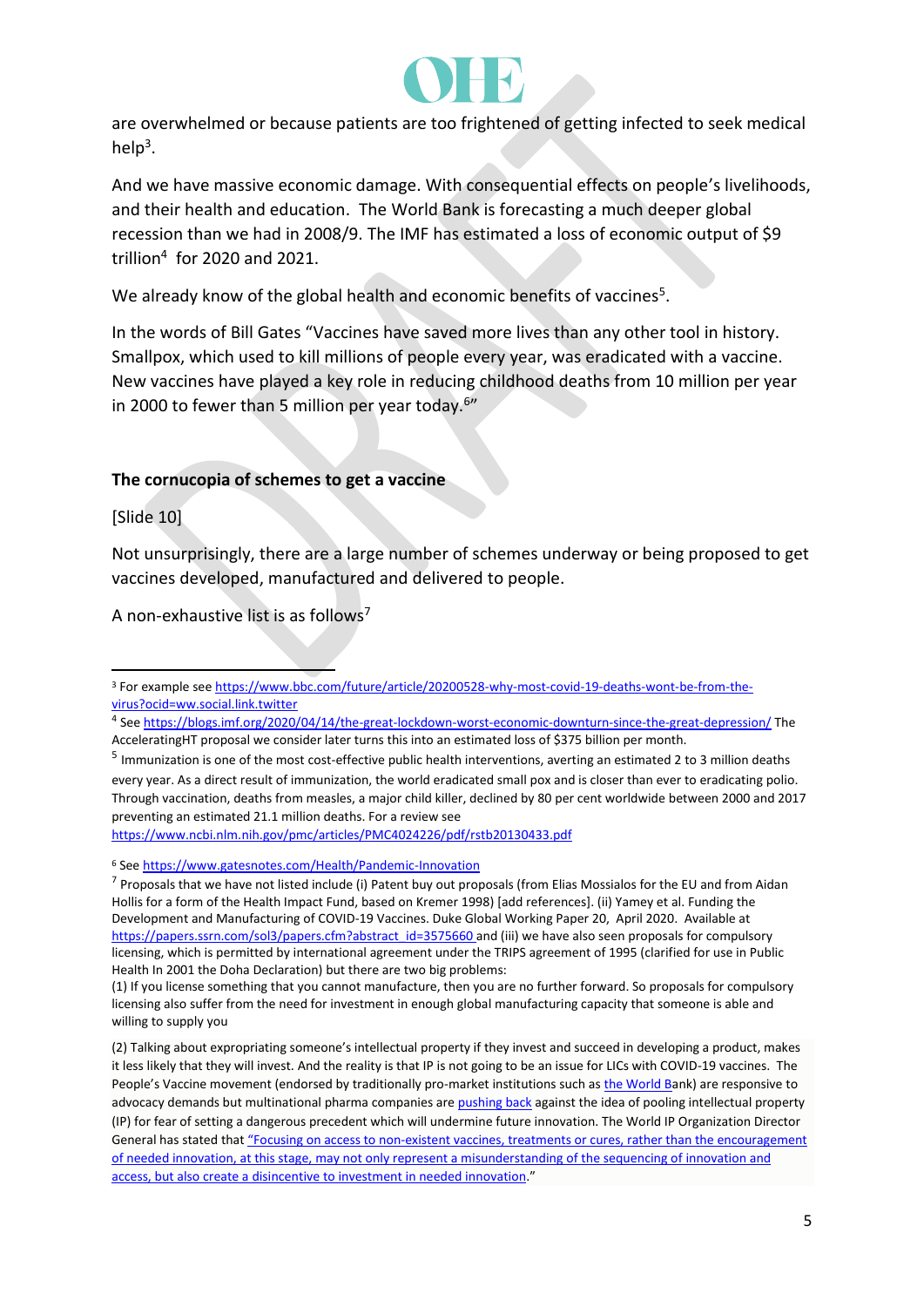are overwhelmed or because patients are too frightened of getting infected to seek medical help[3].

And we have massive economic damage. With consequential effects on people's livelihoods, and their health and education. The World Bank is forecasting a much deeper global recession than we had in 2008/9. The IMF has estimated a loss of economic output of $9 trillion[4] for 2020 and 2021.

We already know of the global health and economic benefits of vaccines[5].

In the words of Bill Gates "Vaccines have saved more lives than any other tool in history. Smallpox, which used to kill millions of people every year, was eradicated with a vaccine. New vaccines have played a key role in reducing childhood deaths from 10 million per year in 2000 to fewer than 5 million per year today.[6]"

**The cornucopia of schemes to get a vaccine**

[Slide 10]

Not unsurprisingly, there are a large number of schemes underway or being proposed to get vaccines developed, manufactured and delivered to people.

A non-exhaustive list is as follows[7]

---

[3] For example see https://www.bbc.com/future/article/20200528-why-most-covid-19-deaths-wont-be-from-the-virus?ocid=ww.social.link.twitter

[4] See https://blogs.imf.org/2020/04/14/the-great-lockdown-worst-economic-downturn-since-the-great-depression/ The AcceleratingHT proposal we consider later turns this into an estimated loss of $375 billion per month.

[5] Immunization is one of the most cost-effective public health interventions, averting an estimated 2 to 3 million deaths every year. As a direct result of immunization, the world eradicated small pox and is closer than ever to eradicating polio. Through vaccination, deaths from measles, a major child killer, declined by 80 per cent worldwide between 2000 and 2017 preventing an estimated 21.1 million deaths. For a review see https://www.ncbi.nlm.nih.gov/pmc/articles/PMC4024226/pdf/rstb20130433.pdf

[6] See https://www.gatesnotes.com/Health/Pandemic-Innovation

[7] Proposals that we have not listed include (i) Patent buy out proposals (from Elias Mossialos for the EU and from Aidan Hollis for a form of the Health Impact Fund, based on Kremer 1998) [add references]. (ii) Yamey et al. Funding the Development and Manufacturing of COVID-19 Vaccines. Duke Global Working Paper 20, April 2020. Available at https://papers.ssrn.com/sol3/papers.cfm?abstract_id=3575660 and (iii) we have also seen proposals for compulsory licensing, which is permitted by international agreement under the TRIPS agreement of 1995 (clarified for use in Public Health In 2001 the Doha Declaration) but there are two big problems:

(1) If you license something that you cannot manufacture, then you are no further forward. So proposals for compulsory licensing also suffer from the need for investment in enough global manufacturing capacity that someone is able and willing to supply you

(2) Talking about expropriating someone's intellectual property if they invest and succeed in developing a product, makes it less likely that they will invest. And the reality is that IP is not going to be an issue for LICs with COVID-19 vaccines. The People's Vaccine movement (endorsed by traditionally pro-market institutions such as the World Bank) are responsive to advocacy demands but multinational pharma companies are pushing back against the idea of pooling intellectual property (IP) for fear of setting a dangerous precedent which will undermine future innovation. The World IP Organization Director General has stated that "Focusing on access to non-existent vaccines, treatments or cures, rather than the encouragement of needed innovation, at this stage, may not only represent a misunderstanding of the sequencing of innovation and access, but also create a disincentive to investment in needed innovation."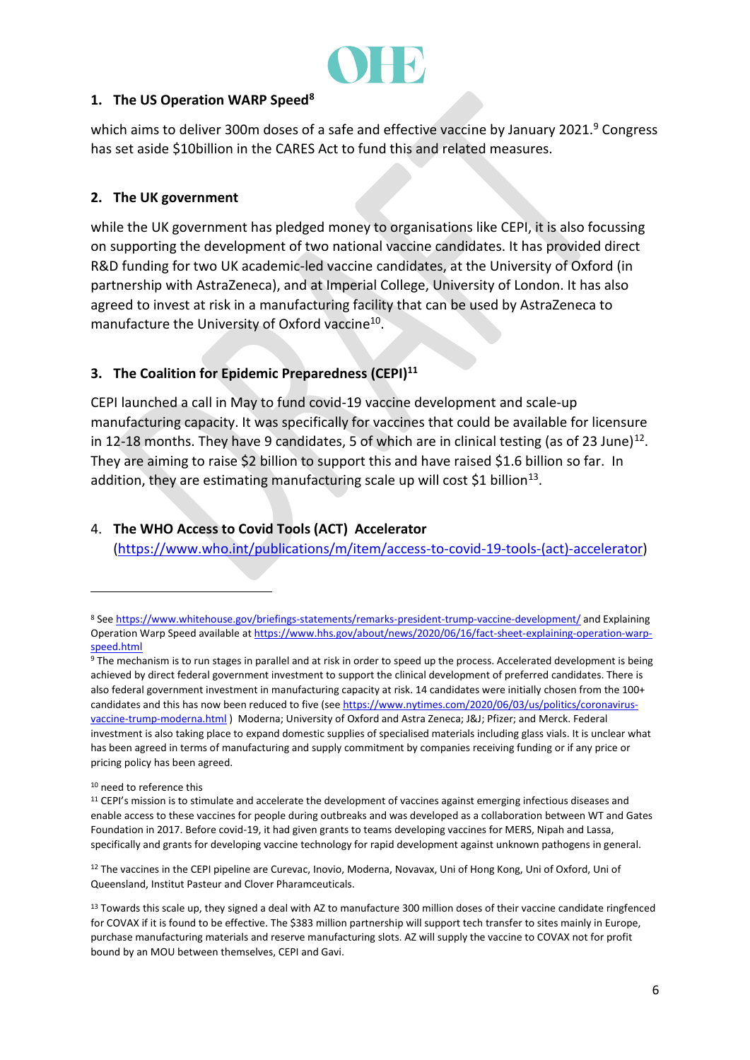1. **The US Operation WARP Speed**[8]

which aims to deliver 300m doses of a safe and effective vaccine by January 2021.[9] Congress has set aside $10billion in the CARES Act to fund this and related measures.

2. **The UK government**

while the UK government has pledged money to organisations like CEPI, it is also focussing on supporting the development of two national vaccine candidates. It has provided direct R&D funding for two UK academic-led vaccine candidates, at the University of Oxford (in partnership with AstraZeneca), and at Imperial College, University of London. It has also agreed to invest at risk in a manufacturing facility that can be used by AstraZeneca to manufacture the University of Oxford vaccine[10].

3. **The Coalition for Epidemic Preparedness (CEPI)**[11]

CEPI launched a call in May to fund covid-19 vaccine development and scale-up manufacturing capacity. It was specifically for vaccines that could be available for licensure in 12-18 months. They have 9 candidates, 5 of which are in clinical testing (as of 23 June)[12]. They are aiming to raise $2 billion to support this and have raised $1.6 billion so far. In addition, they are estimating manufacturing scale up will cost $1 billion[13].

4. **The WHO Access to Covid Tools (ACT) Accelerator** (https://www.who.int/publications/m/item/access-to-covid-19-tools-(act)-accelerator)

---

[8] See https://www.whitehouse.gov/briefings-statements/remarks-president-trump-vaccine-development/ and Explaining Operation Warp Speed available at https://www.hhs.gov/about/news/2020/06/16/fact-sheet-explaining-operation-warp-speed.html

[9] The mechanism is to run stages in parallel and at risk in order to speed up the process. Accelerated development is being achieved by direct federal government investment to support the clinical development of preferred candidates. There is also federal government investment in manufacturing capacity at risk. 14 candidates were initially chosen from the 100+ candidates and this has now been reduced to five (see https://www.nytimes.com/2020/06/03/us/politics/coronavirus-vaccine-trump-moderna.html ) Moderna; University of Oxford and Astra Zeneca; J&J; Pfizer; and Merck. Federal investment is also taking place to expand domestic supplies of specialised materials including glass vials. It is unclear what has been agreed in terms of manufacturing and supply commitment by companies receiving funding or if any price or pricing policy has been agreed.

[10] need to reference this

[11] CEPI's mission is to stimulate and accelerate the development of vaccines against emerging infectious diseases and enable access to these vaccines for people during outbreaks and was developed as a collaboration between WT and Gates Foundation in 2017. Before covid-19, it had given grants to teams developing vaccines for MERS, Nipah and Lassa, specifically and grants for developing vaccine technology for rapid development against unknown pathogens in general.

[12] The vaccines in the CEPI pipeline are Curevac, Inovio, Moderna, Novavax, Uni of Hong Kong, Uni of Oxford, Uni of Queensland, Institut Pasteur and Clover Pharamceuticals.

[13] Towards this scale up, they signed a deal with AZ to manufacture 300 million doses of their vaccine candidate ringfenced for COVAX if it is found to be effective. The $383 million partnership will support tech transfer to sites mainly in Europe, purchase manufacturing materials and reserve manufacturing slots. AZ will supply the vaccine to COVAX not for profit bound by an MOU between themselves, CEPI and Gavi.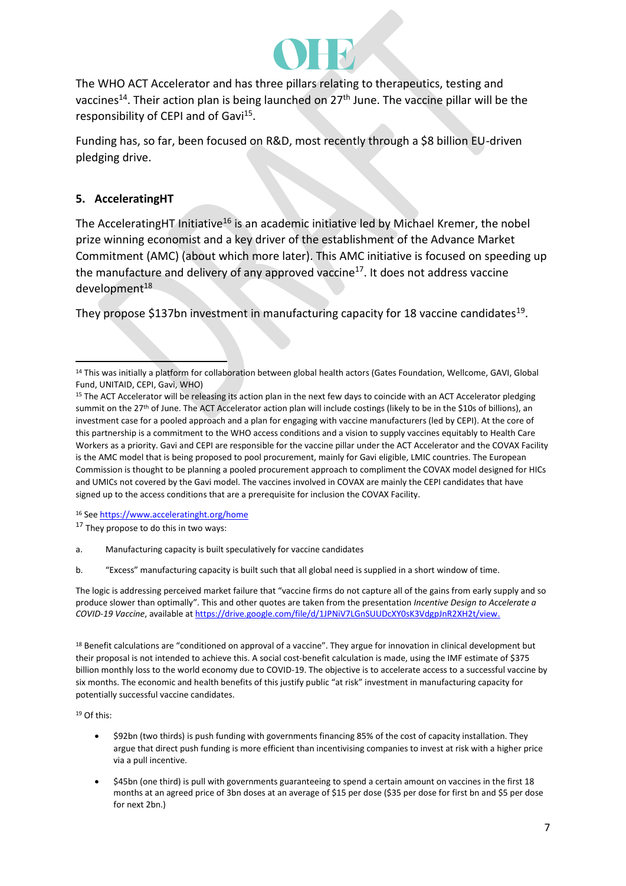The WHO ACT Accelerator and has three pillars relating to therapeutics, testing and vaccines[14]. Their action plan is being launched on 27th June. The vaccine pillar will be the responsibility of CEPI and of Gavi[15].

Funding has, so far, been focused on R&D, most recently through a $8 billion EU-driven pledging drive.

## 5. AcceleratingHT

The AcceleratingHT Initiative[16] is an academic initiative led by Michael Kremer, the nobel prize winning economist and a key driver of the establishment of the Advance Market Commitment (AMC) (about which more later). This AMC initiative is focused on speeding up the manufacture and delivery of any approved vaccine[17]. It does not address vaccine development[18]

They propose $137bn investment in manufacturing capacity for 18 vaccine candidates[19].

---

[14] This was initially a platform for collaboration between global health actors (Gates Foundation, Wellcome, GAVI, Global Fund, UNITAID, CEPI, Gavi, WHO)

[15] The ACT Accelerator will be releasing its action plan in the next few days to coincide with an ACT Accelerator pledging summit on the 27th of June. The ACT Accelerator action plan will include costings (likely to be in the $10s of billions), an investment case for a pooled approach and a plan for engaging with vaccine manufacturers (led by CEPI). At the core of this partnership is a commitment to the WHO access conditions and a vision to supply vaccines equitably to Health Care Workers as a priority. Gavi and CEPI are responsible for the vaccine pillar under the ACT Accelerator and the COVAX Facility is the AMC model that is being proposed to pool procurement, mainly for Gavi eligible, LMIC countries. The European Commission is thought to be planning a pooled procurement approach to compliment the COVAX model designed for HICs and UMICs not covered by the Gavi model. The vaccines involved in COVAX are mainly the CEPI candidates that have signed up to the access conditions that are a prerequisite for inclusion the COVAX Facility.

[16] See https://www.acceleratinght.org/home

[17] They propose to do this in two ways:

a. Manufacturing capacity is built speculatively for vaccine candidates

b. "Excess" manufacturing capacity is built such that all global need is supplied in a short window of time.

The logic is addressing perceived market failure that "vaccine firms do not capture all of the gains from early supply and so produce slower than optimally". This and other quotes are taken from the presentation *Incentive Design to Accelerate a COVID-19 Vaccine*, available at https://drive.google.com/file/d/1JPNiV7LGnSUUDcXY0sK3VdgpJnR2XH2t/view.

[18] Benefit calculations are "conditioned on approval of a vaccine". They argue for innovation in clinical development but their proposal is not intended to achieve this. A social cost-benefit calculation is made, using the IMF estimate of $375 billion monthly loss to the world economy due to COVID-19. The objective is to accelerate access to a successful vaccine by six months. The economic and health benefits of this justify public "at risk" investment in manufacturing capacity for potentially successful vaccine candidates.

[19] Of this:

- $92bn (two thirds) is push funding with governments financing 85% of the cost of capacity installation. They argue that direct push funding is more efficient than incentivising companies to invest at risk with a higher price via a pull incentive.
- $45bn (one third) is pull with governments guaranteeing to spend a certain amount on vaccines in the first 18 months at an agreed price of 3bn doses at an average of $15 per dose ($35 per dose for first bn and $5 per dose for next 2bn.)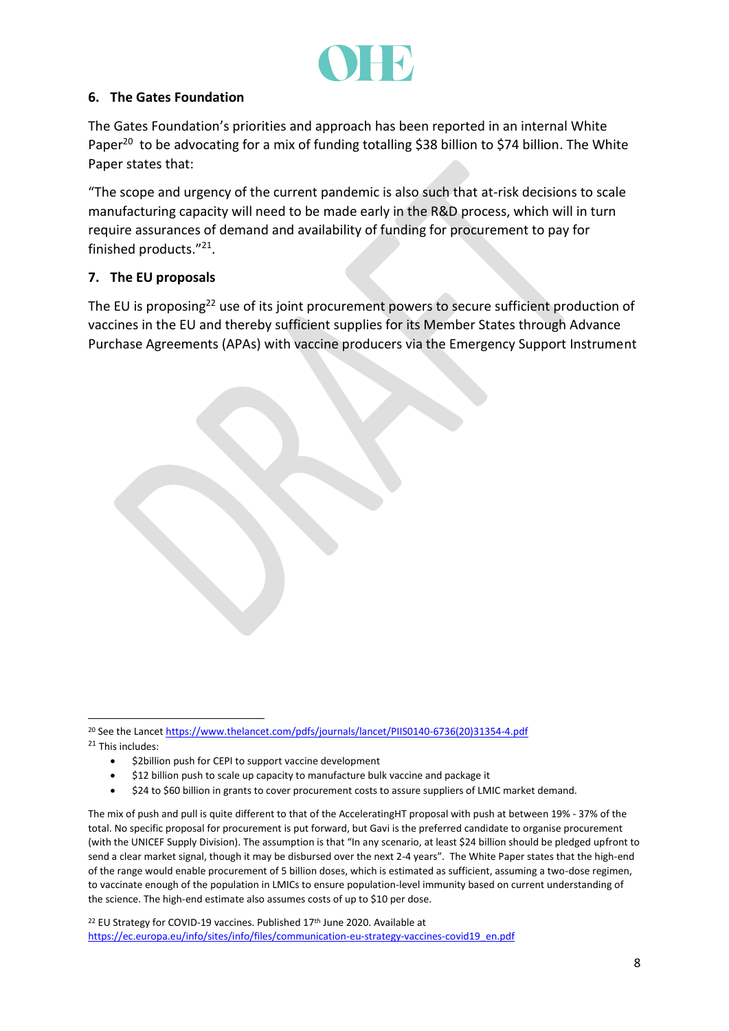## 6. The Gates Foundation

The Gates Foundation's priorities and approach has been reported in an internal White Paper[20] to be advocating for a mix of funding totalling $38 billion to $74 billion. The White Paper states that:

"The scope and urgency of the current pandemic is also such that at-risk decisions to scale manufacturing capacity will need to be made early in the R&D process, which will in turn require assurances of demand and availability of funding for procurement to pay for finished products."[21].

## 7. The EU proposals

The EU is proposing[22] use of its joint procurement powers to secure sufficient production of vaccines in the EU and thereby sufficient supplies for its Member States through Advance Purchase Agreements (APAs) with vaccine producers via the Emergency Support Instrument

---

[20] See the Lancet https://www.thelancet.com/pdfs/journals/lancet/PIIS0140-6736(20)31354-4.pdf

[21] This includes:

- $2billion push for CEPI to support vaccine development
- $12 billion push to scale up capacity to manufacture bulk vaccine and package it
- $24 to $60 billion in grants to cover procurement costs to assure suppliers of LMIC market demand.

The mix of push and pull is quite different to that of the AcceleratingHT proposal with push at between 19% - 37% of the total. No specific proposal for procurement is put forward, but Gavi is the preferred candidate to organise procurement (with the UNICEF Supply Division). The assumption is that "In any scenario, at least $24 billion should be pledged upfront to send a clear market signal, though it may be disbursed over the next 2-4 years". The White Paper states that the high-end of the range would enable procurement of 5 billion doses, which is estimated as sufficient, assuming a two-dose regimen, to vaccinate enough of the population in LMICs to ensure population-level immunity based on current understanding of the science. The high-end estimate also assumes costs of up to $10 per dose.

[22] EU Strategy for COVID-19 vaccines. Published 17th June 2020. Available at https://ec.europa.eu/info/sites/info/files/communication-eu-strategy-vaccines-covid19_en.pdf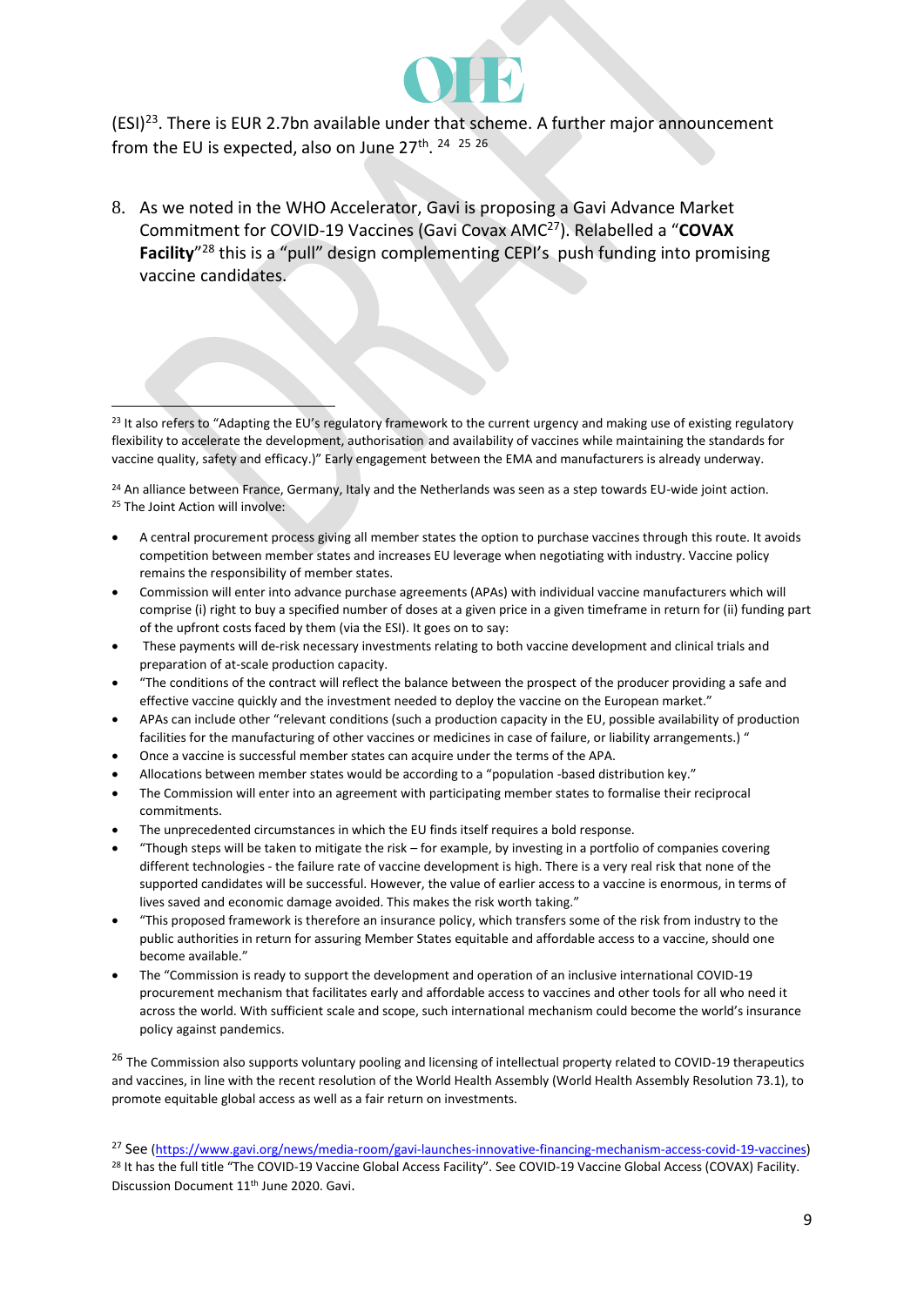(ESI)[23]. There is EUR 2.7bn available under that scheme. A further major announcement from the EU is expected, also on June 27th. [24] [25] [26]

8. As we noted in the WHO Accelerator, Gavi is proposing a Gavi Advance Market Commitment for COVID-19 Vaccines (Gavi Covax AMC[27]). Relabelled a "**COVAX Facility**"[28] this is a "pull" design complementing CEPI's push funding into promising vaccine candidates.

---

[23] It also refers to "Adapting the EU's regulatory framework to the current urgency and making use of existing regulatory flexibility to accelerate the development, authorisation and availability of vaccines while maintaining the standards for vaccine quality, safety and efficacy.)" Early engagement between the EMA and manufacturers is already underway.

[24] An alliance between France, Germany, Italy and the Netherlands was seen as a step towards EU-wide joint action.

[25] The Joint Action will involve:

- A central procurement process giving all member states the option to purchase vaccines through this route. It avoids competition between member states and increases EU leverage when negotiating with industry. Vaccine policy remains the responsibility of member states.
- Commission will enter into advance purchase agreements (APAs) with individual vaccine manufacturers which will comprise (i) right to buy a specified number of doses at a given price in a given timeframe in return for (ii) funding part of the upfront costs faced by them (via the ESI). It goes on to say:
- These payments will de-risk necessary investments relating to both vaccine development and clinical trials and preparation of at-scale production capacity.
- "The conditions of the contract will reflect the balance between the prospect of the producer providing a safe and effective vaccine quickly and the investment needed to deploy the vaccine on the European market."
- APAs can include other "relevant conditions (such a production capacity in the EU, possible availability of production facilities for the manufacturing of other vaccines or medicines in case of failure, or liability arrangements.) "
- Once a vaccine is successful member states can acquire under the terms of the APA.
- Allocations between member states would be according to a "population -based distribution key."
- The Commission will enter into an agreement with participating member states to formalise their reciprocal commitments.
- The unprecedented circumstances in which the EU finds itself requires a bold response.
- "Though steps will be taken to mitigate the risk – for example, by investing in a portfolio of companies covering different technologies - the failure rate of vaccine development is high. There is a very real risk that none of the supported candidates will be successful. However, the value of earlier access to a vaccine is enormous, in terms of lives saved and economic damage avoided. This makes the risk worth taking."
- "This proposed framework is therefore an insurance policy, which transfers some of the risk from industry to the public authorities in return for assuring Member States equitable and affordable access to a vaccine, should one become available."
- The "Commission is ready to support the development and operation of an inclusive international COVID-19 procurement mechanism that facilitates early and affordable access to vaccines and other tools for all who need it across the world. With sufficient scale and scope, such international mechanism could become the world's insurance policy against pandemics.

[26] The Commission also supports voluntary pooling and licensing of intellectual property related to COVID-19 therapeutics and vaccines, in line with the recent resolution of the World Health Assembly (World Health Assembly Resolution 73.1), to promote equitable global access as well as a fair return on investments.

[27] See (https://www.gavi.org/news/media-room/gavi-launches-innovative-financing-mechanism-access-covid-19-vaccines)

[28] It has the full title "The COVID-19 Vaccine Global Access Facility". See COVID-19 Vaccine Global Access (COVAX) Facility. Discussion Document 11th June 2020. Gavi.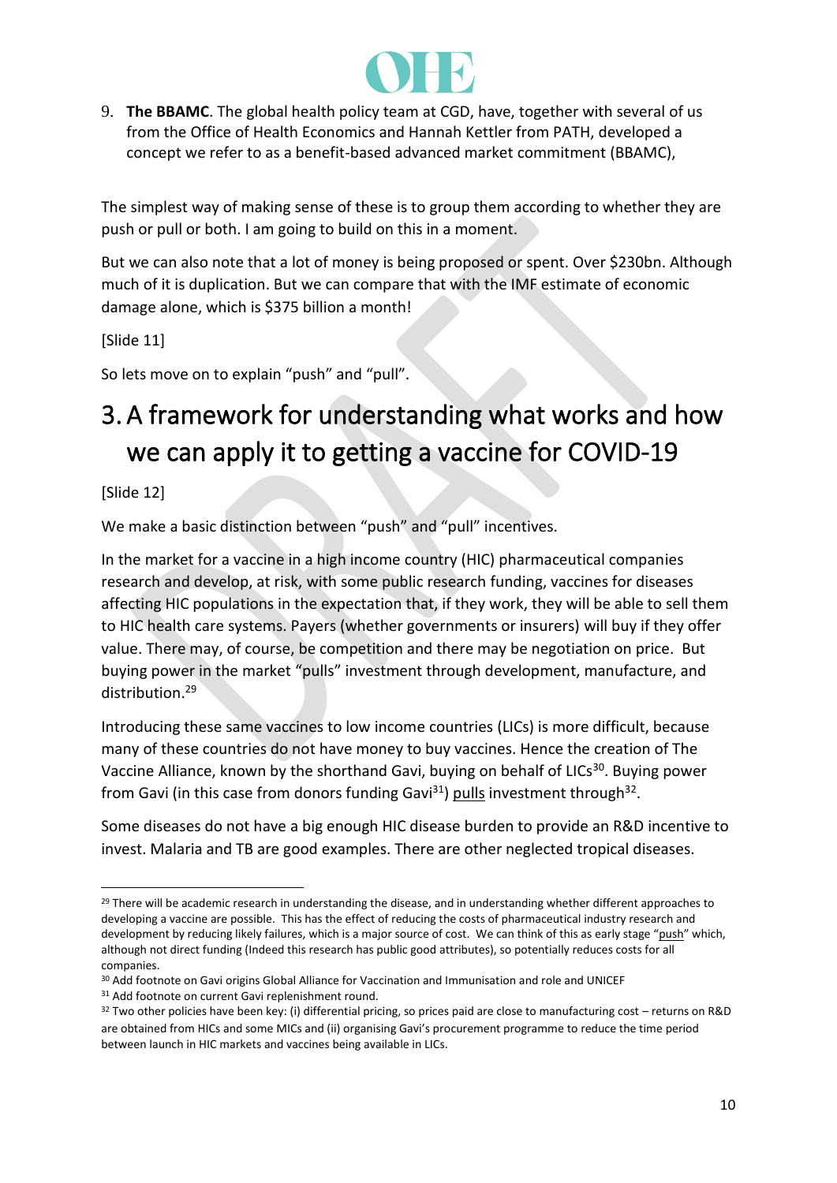9. **The BBAMC**. The global health policy team at CGD, have, together with several of us from the Office of Health Economics and Hannah Kettler from PATH, developed a concept we refer to as a benefit-based advanced market commitment (BBAMC),

The simplest way of making sense of these is to group them according to whether they are push or pull or both. I am going to build on this in a moment.

But we can also note that a lot of money is being proposed or spent. Over $230bn. Although much of it is duplication. But we can compare that with the IMF estimate of economic damage alone, which is $375 billion a month!

[Slide 11]

So lets move on to explain "push" and "pull".

# 3. A framework for understanding what works and how we can apply it to getting a vaccine for COVID-19

[Slide 12]

We make a basic distinction between "push" and "pull" incentives.

In the market for a vaccine in a high income country (HIC) pharmaceutical companies research and develop, at risk, with some public research funding, vaccines for diseases affecting HIC populations in the expectation that, if they work, they will be able to sell them to HIC health care systems. Payers (whether governments or insurers) will buy if they offer value. There may, of course, be competition and there may be negotiation on price. But buying power in the market "pulls" investment through development, manufacture, and distribution.[29]

Introducing these same vaccines to low income countries (LICs) is more difficult, because many of these countries do not have money to buy vaccines. Hence the creation of The Vaccine Alliance, known by the shorthand Gavi, buying on behalf of LICs[30]. Buying power from Gavi (in this case from donors funding Gavi[31]) pulls investment through[32].

Some diseases do not have a big enough HIC disease burden to provide an R&D incentive to invest. Malaria and TB are good examples. There are other neglected tropical diseases.

---

[29] There will be academic research in understanding the disease, and in understanding whether different approaches to developing a vaccine are possible. This has the effect of reducing the costs of pharmaceutical industry research and development by reducing likely failures, which is a major source of cost. We can think of this as early stage "push" which, although not direct funding (Indeed this research has public good attributes), so potentially reduces costs for all companies.

[30] Add footnote on Gavi origins Global Alliance for Vaccination and Immunisation and role and UNICEF

[31] Add footnote on current Gavi replenishment round.

[32] Two other policies have been key: (i) differential pricing, so prices paid are close to manufacturing cost – returns on R&D are obtained from HICs and some MICs and (ii) organising Gavi's procurement programme to reduce the time period between launch in HIC markets and vaccines being available in LICs.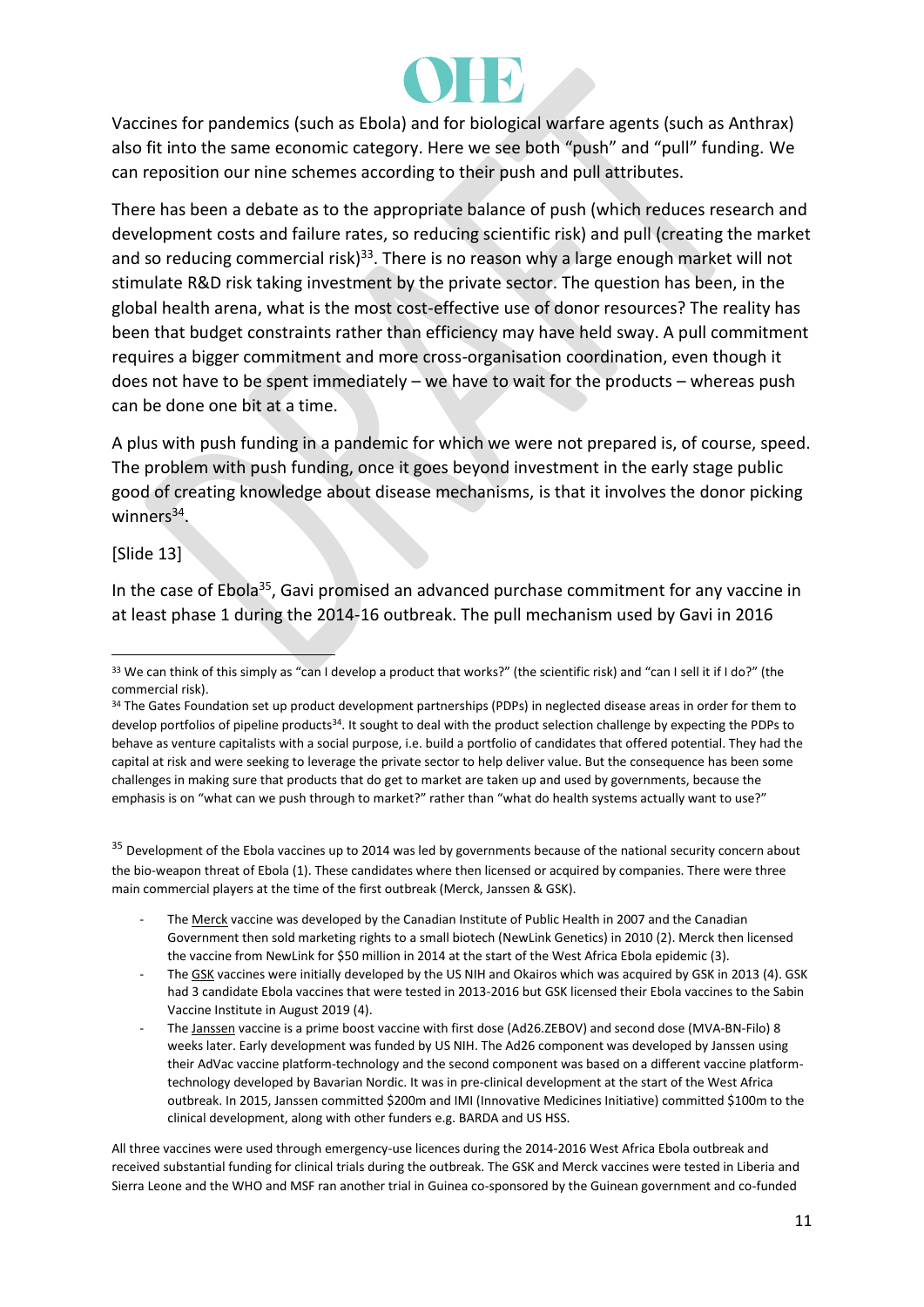Vaccines for pandemics (such as Ebola) and for biological warfare agents (such as Anthrax) also fit into the same economic category. Here we see both "push" and "pull" funding. We can reposition our nine schemes according to their push and pull attributes.

There has been a debate as to the appropriate balance of push (which reduces research and development costs and failure rates, so reducing scientific risk) and pull (creating the market and so reducing commercial risk)[33]. There is no reason why a large enough market will not stimulate R&D risk taking investment by the private sector. The question has been, in the global health arena, what is the most cost-effective use of donor resources? The reality has been that budget constraints rather than efficiency may have held sway. A pull commitment requires a bigger commitment and more cross-organisation coordination, even though it does not have to be spent immediately – we have to wait for the products – whereas push can be done one bit at a time.

A plus with push funding in a pandemic for which we were not prepared is, of course, speed. The problem with push funding, once it goes beyond investment in the early stage public good of creating knowledge about disease mechanisms, is that it involves the donor picking winners[34].

[Slide 13]

In the case of Ebola[35], Gavi promised an advanced purchase commitment for any vaccine in at least phase 1 during the 2014-16 outbreak. The pull mechanism used by Gavi in 2016

---

[33] We can think of this simply as "can I develop a product that works?" (the scientific risk) and "can I sell it if I do?" (the commercial risk).

[34] The Gates Foundation set up product development partnerships (PDPs) in neglected disease areas in order for them to develop portfolios of pipeline products[34]. It sought to deal with the product selection challenge by expecting the PDPs to behave as venture capitalists with a social purpose, i.e. build a portfolio of candidates that offered potential. They had the capital at risk and were seeking to leverage the private sector to help deliver value. But the consequence has been some challenges in making sure that products that do get to market are taken up and used by governments, because the emphasis is on "what can we push through to market?" rather than "what do health systems actually want to use?"

[35] Development of the Ebola vaccines up to 2014 was led by governments because of the national security concern about the bio-weapon threat of Ebola (1). These candidates where then licensed or acquired by companies. There were three main commercial players at the time of the first outbreak (Merck, Janssen & GSK).

- The Merck vaccine was developed by the Canadian Institute of Public Health in 2007 and the Canadian Government then sold marketing rights to a small biotech (NewLink Genetics) in 2010 (2). Merck then licensed the vaccine from NewLink for $50 million in 2014 at the start of the West Africa Ebola epidemic (3).
- The GSK vaccines were initially developed by the US NIH and Okairos which was acquired by GSK in 2013 (4). GSK had 3 candidate Ebola vaccines that were tested in 2013-2016 but GSK licensed their Ebola vaccines to the Sabin Vaccine Institute in August 2019 (4).
- The Janssen vaccine is a prime boost vaccine with first dose (Ad26.ZEBOV) and second dose (MVA-BN-Filo) 8 weeks later. Early development was funded by US NIH. The Ad26 component was developed by Janssen using their AdVac vaccine platform-technology and the second component was based on a different vaccine platform-technology developed by Bavarian Nordic. It was in pre-clinical development at the start of the West Africa outbreak. In 2015, Janssen committed $200m and IMI (Innovative Medicines Initiative) committed $100m to the clinical development, along with other funders e.g. BARDA and US HSS.

All three vaccines were used through emergency-use licences during the 2014-2016 West Africa Ebola outbreak and received substantial funding for clinical trials during the outbreak. The GSK and Merck vaccines were tested in Liberia and Sierra Leone and the WHO and MSF ran another trial in Guinea co-sponsored by the Guinean government and co-funded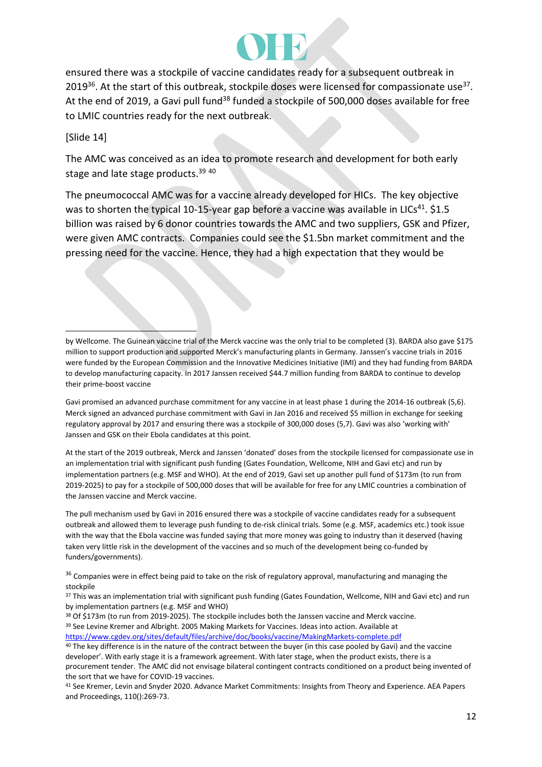ensured there was a stockpile of vaccine candidates ready for a subsequent outbreak in 2019[36]. At the start of this outbreak, stockpile doses were licensed for compassionate use[37]. At the end of 2019, a Gavi pull fund[38] funded a stockpile of 500,000 doses available for free to LMIC countries ready for the next outbreak.

[Slide 14]

The AMC was conceived as an idea to promote research and development for both early stage and late stage products.[39] [40]

The pneumococcal AMC was for a vaccine already developed for HICs. The key objective was to shorten the typical 10-15-year gap before a vaccine was available in LICs[41]. $1.5 billion was raised by 6 donor countries towards the AMC and two suppliers, GSK and Pfizer, were given AMC contracts. Companies could see the $1.5bn market commitment and the pressing need for the vaccine. Hence, they had a high expectation that they would be

---

by Wellcome. The Guinean vaccine trial of the Merck vaccine was the only trial to be completed (3). BARDA also gave $175 million to support production and supported Merck's manufacturing plants in Germany. Janssen's vaccine trials in 2016 were funded by the European Commission and the Innovative Medicines Initiative (IMI) and they had funding from BARDA to develop manufacturing capacity. In 2017 Janssen received $44.7 million funding from BARDA to continue to develop their prime-boost vaccine

Gavi promised an advanced purchase commitment for any vaccine in at least phase 1 during the 2014-16 outbreak (5,6). Merck signed an advanced purchase commitment with Gavi in Jan 2016 and received $5 million in exchange for seeking regulatory approval by 2017 and ensuring there was a stockpile of 300,000 doses (5,7). Gavi was also 'working with' Janssen and GSK on their Ebola candidates at this point.

At the start of the 2019 outbreak, Merck and Janssen 'donated' doses from the stockpile licensed for compassionate use in an implementation trial with significant push funding (Gates Foundation, Wellcome, NIH and Gavi etc) and run by implementation partners (e.g. MSF and WHO). At the end of 2019, Gavi set up another pull fund of $173m (to run from 2019-2025) to pay for a stockpile of 500,000 doses that will be available for free for any LMIC countries a combination of the Janssen vaccine and Merck vaccine.

The pull mechanism used by Gavi in 2016 ensured there was a stockpile of vaccine candidates ready for a subsequent outbreak and allowed them to leverage push funding to de-risk clinical trials. Some (e.g. MSF, academics etc.) took issue with the way that the Ebola vaccine was funded saying that more money was going to industry than it deserved (having taken very little risk in the development of the vaccines and so much of the development being co-funded by funders/governments).

[36] Companies were in effect being paid to take on the risk of regulatory approval, manufacturing and managing the stockpile

[37] This was an implementation trial with significant push funding (Gates Foundation, Wellcome, NIH and Gavi etc) and run by implementation partners (e.g. MSF and WHO)

[38] Of $173m (to run from 2019-2025). The stockpile includes both the Janssen vaccine and Merck vaccine.

[39] See Levine Kremer and Albright. 2005 Making Markets for Vaccines. Ideas into action. Available at https://www.cgdev.org/sites/default/files/archive/doc/books/vaccine/MakingMarkets-complete.pdf

[40] The key difference is in the nature of the contract between the buyer (in this case pooled by Gavi) and the vaccine developer'. With early stage it is a framework agreement. With later stage, when the product exists, there is a procurement tender. The AMC did not envisage bilateral contingent contracts conditioned on a product being invented of the sort that we have for COVID-19 vaccines.

[41] See Kremer, Levin and Snyder 2020. Advance Market Commitments: Insights from Theory and Experience. AEA Papers and Proceedings, 110():269-73.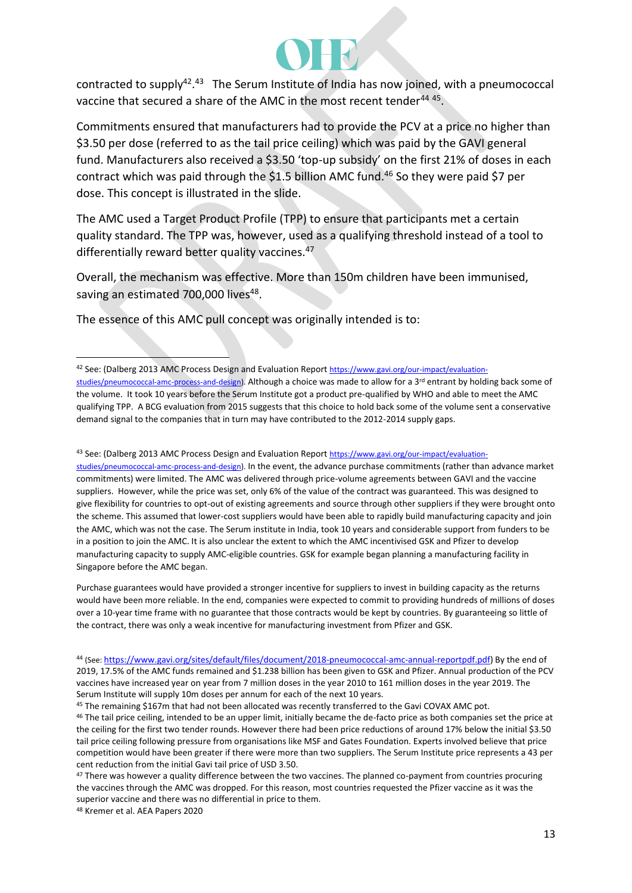contracted to supply[42].[43] The Serum Institute of India has now joined, with a pneumococcal vaccine that secured a share of the AMC in the most recent tender[44] [45].

Commitments ensured that manufacturers had to provide the PCV at a price no higher than $3.50 per dose (referred to as the tail price ceiling) which was paid by the GAVI general fund. Manufacturers also received a $3.50 'top-up subsidy' on the first 21% of doses in each contract which was paid through the $1.5 billion AMC fund.[46] So they were paid $7 per dose. This concept is illustrated in the slide.

The AMC used a Target Product Profile (TPP) to ensure that participants met a certain quality standard. The TPP was, however, used as a qualifying threshold instead of a tool to differentially reward better quality vaccines.[47]

Overall, the mechanism was effective. More than 150m children have been immunised, saving an estimated 700,000 lives[48].

The essence of this AMC pull concept was originally intended is to:

---

[42] See: (Dalberg 2013 AMC Process Design and Evaluation Report https://www.gavi.org/our-impact/evaluation-studies/pneumococcal-amc-process-and-design). Although a choice was made to allow for a 3rd entrant by holding back some of the volume. It took 10 years before the Serum Institute got a product pre-qualified by WHO and able to meet the AMC qualifying TPP. A BCG evaluation from 2015 suggests that this choice to hold back some of the volume sent a conservative demand signal to the companies that in turn may have contributed to the 2012-2014 supply gaps.

[43] See: (Dalberg 2013 AMC Process Design and Evaluation Report https://www.gavi.org/our-impact/evaluation-studies/pneumococcal-amc-process-and-design). In the event, the advance purchase commitments (rather than advance market commitments) were limited. The AMC was delivered through price-volume agreements between GAVI and the vaccine suppliers. However, while the price was set, only 6% of the value of the contract was guaranteed. This was designed to give flexibility for countries to opt-out of existing agreements and source through other suppliers if they were brought onto the scheme. This assumed that lower-cost suppliers would have been able to rapidly build manufacturing capacity and join the AMC, which was not the case. The Serum institute in India, took 10 years and considerable support from funders to be in a position to join the AMC. It is also unclear the extent to which the AMC incentivised GSK and Pfizer to develop manufacturing capacity to supply AMC-eligible countries. GSK for example began planning a manufacturing facility in Singapore before the AMC began.

Purchase guarantees would have provided a stronger incentive for suppliers to invest in building capacity as the returns would have been more reliable. In the end, companies were expected to commit to providing hundreds of millions of doses over a 10-year time frame with no guarantee that those contracts would be kept by countries. By guaranteeing so little of the contract, there was only a weak incentive for manufacturing investment from Pfizer and GSK.

[44] (See: https://www.gavi.org/sites/default/files/document/2018-pneumococcal-amc-annual-reportpdf.pdf) By the end of 2019, 17.5% of the AMC funds remained and $1.238 billion has been given to GSK and Pfizer. Annual production of the PCV vaccines have increased year on year from 7 million doses in the year 2010 to 161 million doses in the year 2019. The Serum Institute will supply 10m doses per annum for each of the next 10 years.

[45] The remaining $167m that had not been allocated was recently transferred to the Gavi COVAX AMC pot.

[46] The tail price ceiling, intended to be an upper limit, initially became the de-facto price as both companies set the price at the ceiling for the first two tender rounds. However there had been price reductions of around 17% below the initial $3.50 tail price ceiling following pressure from organisations like MSF and Gates Foundation. Experts involved believe that price competition would have been greater if there were more than two suppliers. The Serum Institute price represents a 43 per cent reduction from the initial Gavi tail price of USD 3.50.

[47] There was however a quality difference between the two vaccines. The planned co-payment from countries procuring the vaccines through the AMC was dropped. For this reason, most countries requested the Pfizer vaccine as it was the superior vaccine and there was no differential in price to them.

[48] Kremer et al. AEA Papers 2020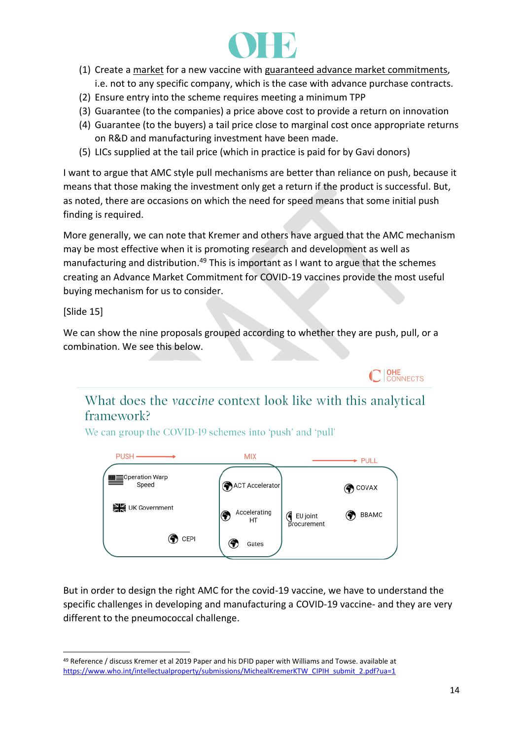(1) Create a market for a new vaccine with guaranteed advance market commitments, i.e. not to any specific company, which is the case with advance purchase contracts.
(2) Ensure entry into the scheme requires meeting a minimum TPP
(3) Guarantee (to the companies) a price above cost to provide a return on innovation
(4) Guarantee (to the buyers) a tail price close to marginal cost once appropriate returns on R&D and manufacturing investment have been made.
(5) LICs supplied at the tail price (which in practice is paid for by Gavi donors)

I want to argue that AMC style pull mechanisms are better than reliance on push, because it means that those making the investment only get a return if the product is successful. But, as noted, there are occasions on which the need for speed means that some initial push finding is required.

More generally, we can note that Kremer and others have argued that the AMC mechanism may be most effective when it is promoting research and development as well as manufacturing and distribution.[49] This is important as I want to argue that the schemes creating an Advance Market Commitment for COVID-19 vaccines provide the most useful buying mechanism for us to consider.

[Slide 15]

We can show the nine proposals grouped according to whether they are push, pull, or a combination. We see this below.

OHE CONNECTS

## What does the *vaccine* context look like with this analytical framework?

We can group the COVID-19 schemes into 'push' and 'pull'

| PUSH | MIX | PULL |
|---|---|---|
| Operation Warp Speed | ACT Accelerator | EU joint procurement |
| UK Government | Accelerating HT | COVAX |
| CEPI | Gates | BBAMC |

But in order to design the right AMC for the covid-19 vaccine, we have to understand the specific challenges in developing and manufacturing a COVID-19 vaccine- and they are very different to the pneumococcal challenge.

---

[49] Reference / discuss Kremer et al 2019 Paper and his DFID paper with Williams and Towse. available at https://www.who.int/intellectualproperty/submissions/MichealKremerKTW_CIPIH_submit_2.pdf?ua=1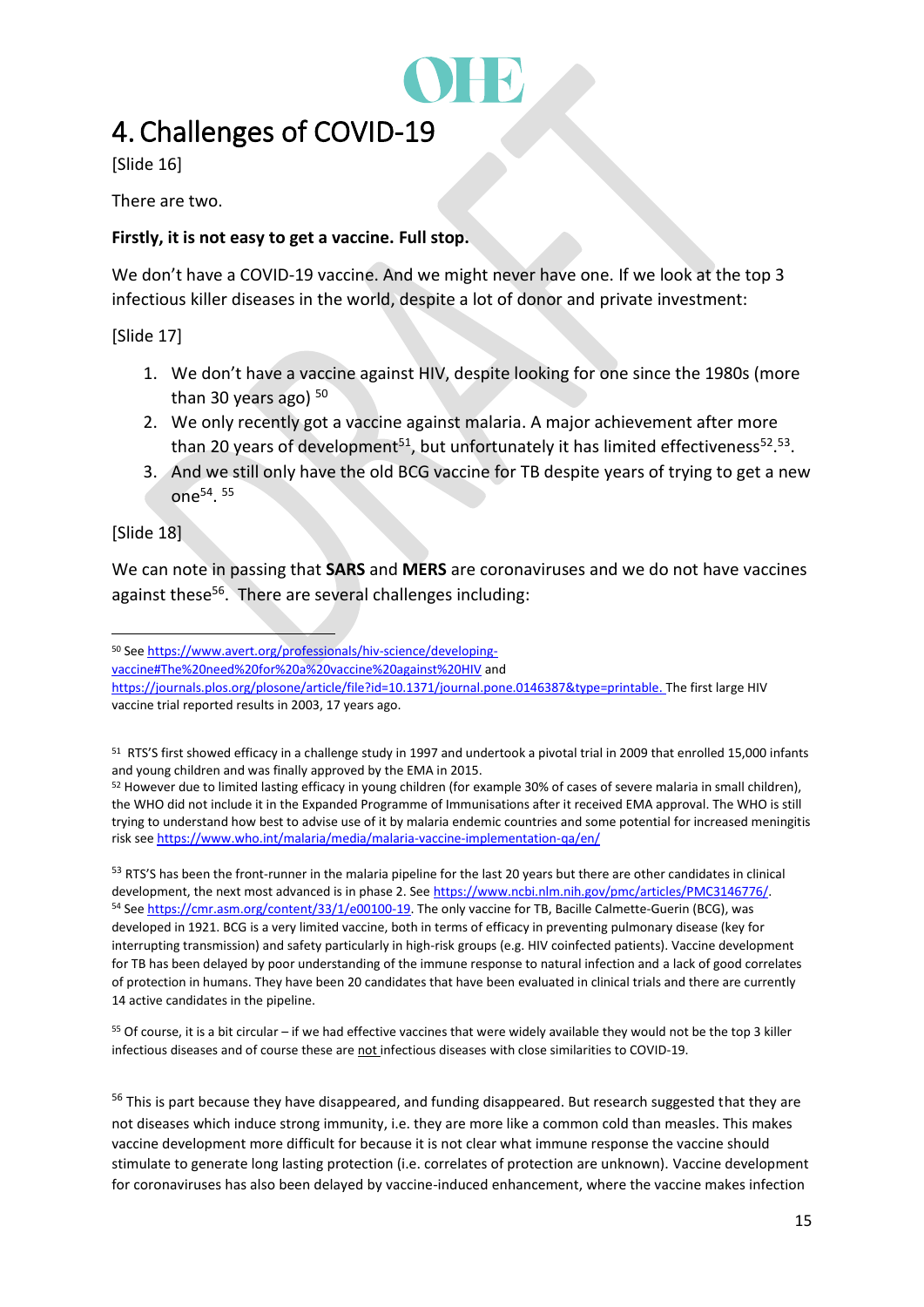# 4. Challenges of COVID-19

[Slide 16]

There are two.

**Firstly, it is not easy to get a vaccine. Full stop.**

We don't have a COVID-19 vaccine. And we might never have one. If we look at the top 3 infectious killer diseases in the world, despite a lot of donor and private investment:

[Slide 17]

1. We don't have a vaccine against HIV, despite looking for one since the 1980s (more than 30 years ago) [50]
2. We only recently got a vaccine against malaria. A major achievement after more than 20 years of development[51], but unfortunately it has limited effectiveness[52].[53].
3. And we still only have the old BCG vaccine for TB despite years of trying to get a new one[54]. [55]

[Slide 18]

We can note in passing that **SARS** and **MERS** are coronaviruses and we do not have vaccines against these[56]. There are several challenges including:

---

[50] See https://www.avert.org/professionals/hiv-science/developing-vaccine#The%20need%20for%20a%20vaccine%20against%20HIV and https://journals.plos.org/plosone/article/file?id=10.1371/journal.pone.0146387&type=printable. The first large HIV vaccine trial reported results in 2003, 17 years ago.

[51] RTS'S first showed efficacy in a challenge study in 1997 and undertook a pivotal trial in 2009 that enrolled 15,000 infants and young children and was finally approved by the EMA in 2015.

[52] However due to limited lasting efficacy in young children (for example 30% of cases of severe malaria in small children), the WHO did not include it in the Expanded Programme of Immunisations after it received EMA approval. The WHO is still trying to understand how best to advise use of it by malaria endemic countries and some potential for increased meningitis risk see https://www.who.int/malaria/media/malaria-vaccine-implementation-qa/en/

[53] RTS'S has been the front-runner in the malaria pipeline for the last 20 years but there are other candidates in clinical development, the next most advanced is in phase 2. See https://www.ncbi.nlm.nih.gov/pmc/articles/PMC3146776/.

[54] See https://cmr.asm.org/content/33/1/e00100-19. The only vaccine for TB, Bacille Calmette-Guerin (BCG), was developed in 1921. BCG is a very limited vaccine, both in terms of efficacy in preventing pulmonary disease (key for interrupting transmission) and safety particularly in high-risk groups (e.g. HIV coinfected patients). Vaccine development for TB has been delayed by poor understanding of the immune response to natural infection and a lack of good correlates of protection in humans. They have been 20 candidates that have been evaluated in clinical trials and there are currently 14 active candidates in the pipeline.

[55] Of course, it is a bit circular – if we had effective vaccines that were widely available they would not be the top 3 killer infectious diseases and of course these are not infectious diseases with close similarities to COVID-19.

[56] This is part because they have disappeared, and funding disappeared. But research suggested that they are not diseases which induce strong immunity, i.e. they are more like a common cold than measles. This makes vaccine development more difficult for because it is not clear what immune response the vaccine should stimulate to generate long lasting protection (i.e. correlates of protection are unknown). Vaccine development for coronaviruses has also been delayed by vaccine-induced enhancement, where the vaccine makes infection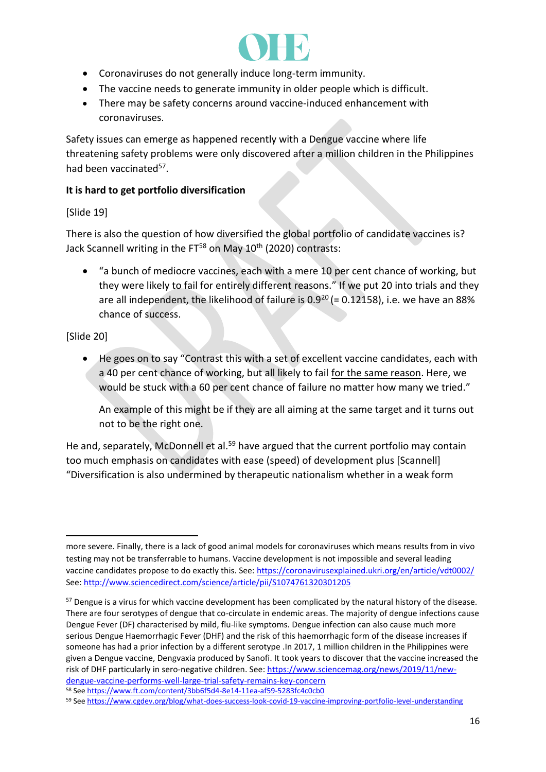- Coronaviruses do not generally induce long-term immunity.
- The vaccine needs to generate immunity in older people which is difficult.
- There may be safety concerns around vaccine-induced enhancement with coronaviruses.

Safety issues can emerge as happened recently with a Dengue vaccine where life threatening safety problems were only discovered after a million children in the Philippines had been vaccinated[57].

**It is hard to get portfolio diversification**

[Slide 19]

There is also the question of how diversified the global portfolio of candidate vaccines is? Jack Scannell writing in the FT[58] on May 10th (2020) contrasts:

- "a bunch of mediocre vaccines, each with a mere 10 per cent chance of working, but they were likely to fail for entirely different reasons." If we put 20 into trials and they are all independent, the likelihood of failure is $0.9^{20}$ (= 0.12158), i.e. we have an 88% chance of success.

[Slide 20]

- He goes on to say "Contrast this with a set of excellent vaccine candidates, each with a 40 per cent chance of working, but all likely to fail <u>for the same reason</u>. Here, we would be stuck with a 60 per cent chance of failure no matter how many we tried."

  An example of this might be if they are all aiming at the same target and it turns out not to be the right one.

He and, separately, McDonnell et al.[59] have argued that the current portfolio may contain too much emphasis on candidates with ease (speed) of development plus [Scannell] "Diversification is also undermined by therapeutic nationalism whether in a weak form

---

more severe. Finally, there is a lack of good animal models for coronaviruses which means results from in vivo testing may not be transferrable to humans. Vaccine development is not impossible and several leading vaccine candidates propose to do exactly this. See: https://coronavirusexplained.ukri.org/en/article/vdt0002/ See: http://www.sciencedirect.com/science/article/pii/S1074761320301205

[57] Dengue is a virus for which vaccine development has been complicated by the natural history of the disease. There are four serotypes of dengue that co-circulate in endemic areas. The majority of dengue infections cause Dengue Fever (DF) characterised by mild, flu-like symptoms. Dengue infection can also cause much more serious Dengue Haemorrhagic Fever (DHF) and the risk of this haemorrhagic form of the disease increases if someone has had a prior infection by a different serotype .In 2017, 1 million children in the Philippines were given a Dengue vaccine, Dengvaxia produced by Sanofi. It took years to discover that the vaccine increased the risk of DHF particularly in sero-negative children. See: https://www.sciencemag.org/news/2019/11/new-dengue-vaccine-performs-well-large-trial-safety-remains-key-concern

[58] See https://www.ft.com/content/3bb6f5d4-8e14-11ea-af59-5283fc4c0cb0

[59] See https://www.cgdev.org/blog/what-does-success-look-covid-19-vaccine-improving-portfolio-level-understanding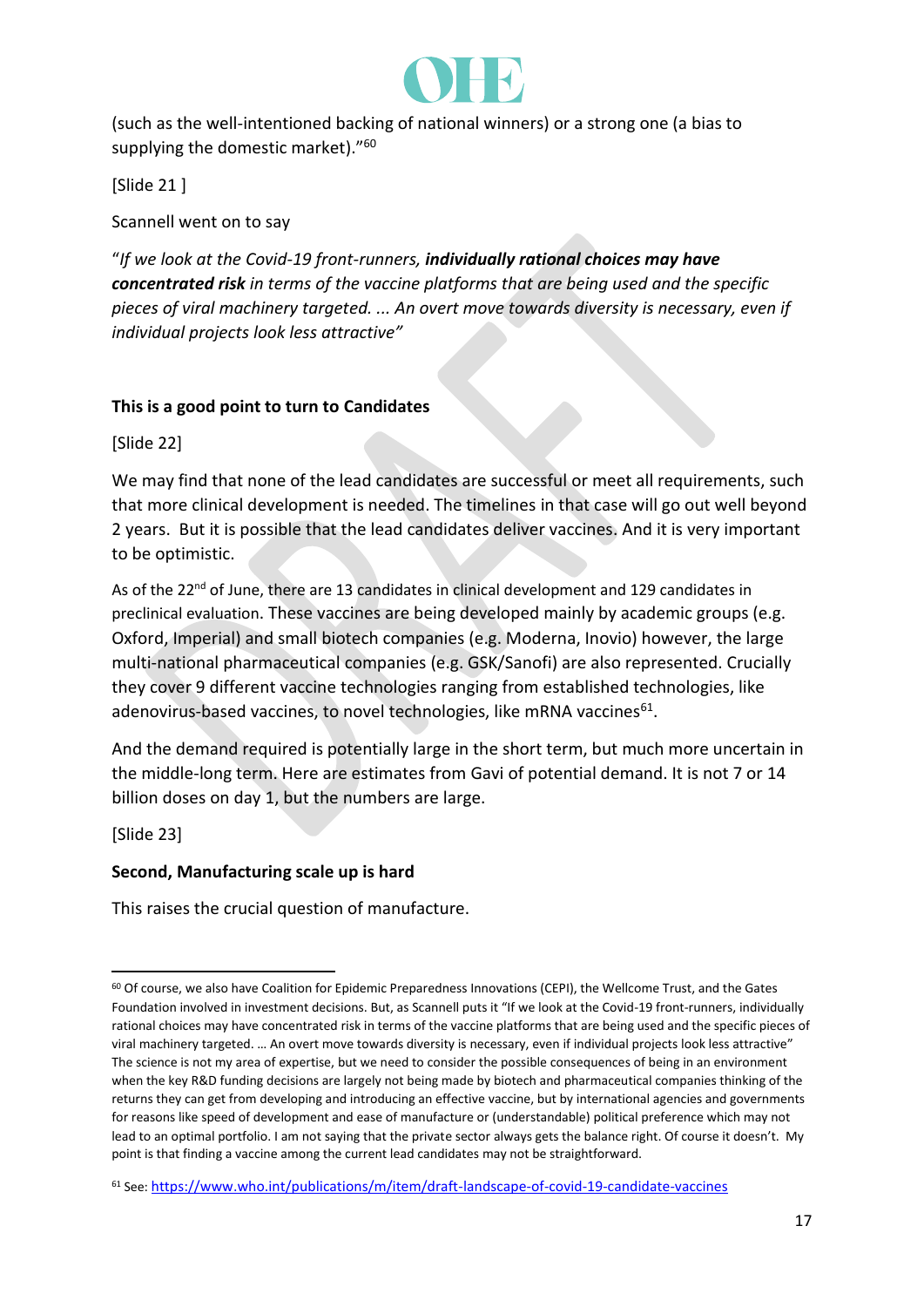(such as the well-intentioned backing of national winners) or a strong one (a bias to supplying the domestic market)."[60]

[Slide 21 ]

Scannell went on to say

"*If we look at the Covid-19 front-runners, **individually rational choices may have concentrated risk** in terms of the vaccine platforms that are being used and the specific pieces of viral machinery targeted. ... An overt move towards diversity is necessary, even if individual projects look less attractive"*

**This is a good point to turn to Candidates**

[Slide 22]

We may find that none of the lead candidates are successful or meet all requirements, such that more clinical development is needed. The timelines in that case will go out well beyond 2 years. But it is possible that the lead candidates deliver vaccines. And it is very important to be optimistic.

As of the 22nd of June, there are 13 candidates in clinical development and 129 candidates in preclinical evaluation. These vaccines are being developed mainly by academic groups (e.g. Oxford, Imperial) and small biotech companies (e.g. Moderna, Inovio) however, the large multi-national pharmaceutical companies (e.g. GSK/Sanofi) are also represented. Crucially they cover 9 different vaccine technologies ranging from established technologies, like adenovirus-based vaccines, to novel technologies, like mRNA vaccines[61].

And the demand required is potentially large in the short term, but much more uncertain in the middle-long term. Here are estimates from Gavi of potential demand. It is not 7 or 14 billion doses on day 1, but the numbers are large.

[Slide 23]

**Second, Manufacturing scale up is hard**

This raises the crucial question of manufacture.

---

[60] Of course, we also have Coalition for Epidemic Preparedness Innovations (CEPI), the Wellcome Trust, and the Gates Foundation involved in investment decisions. But, as Scannell puts it "If we look at the Covid-19 front-runners, individually rational choices may have concentrated risk in terms of the vaccine platforms that are being used and the specific pieces of viral machinery targeted. … An overt move towards diversity is necessary, even if individual projects look less attractive" The science is not my area of expertise, but we need to consider the possible consequences of being in an environment when the key R&D funding decisions are largely not being made by biotech and pharmaceutical companies thinking of the returns they can get from developing and introducing an effective vaccine, but by international agencies and governments for reasons like speed of development and ease of manufacture or (understandable) political preference which may not lead to an optimal portfolio. I am not saying that the private sector always gets the balance right. Of course it doesn't. My point is that finding a vaccine among the current lead candidates may not be straightforward.

[61] See: https://www.who.int/publications/m/item/draft-landscape-of-covid-19-candidate-vaccines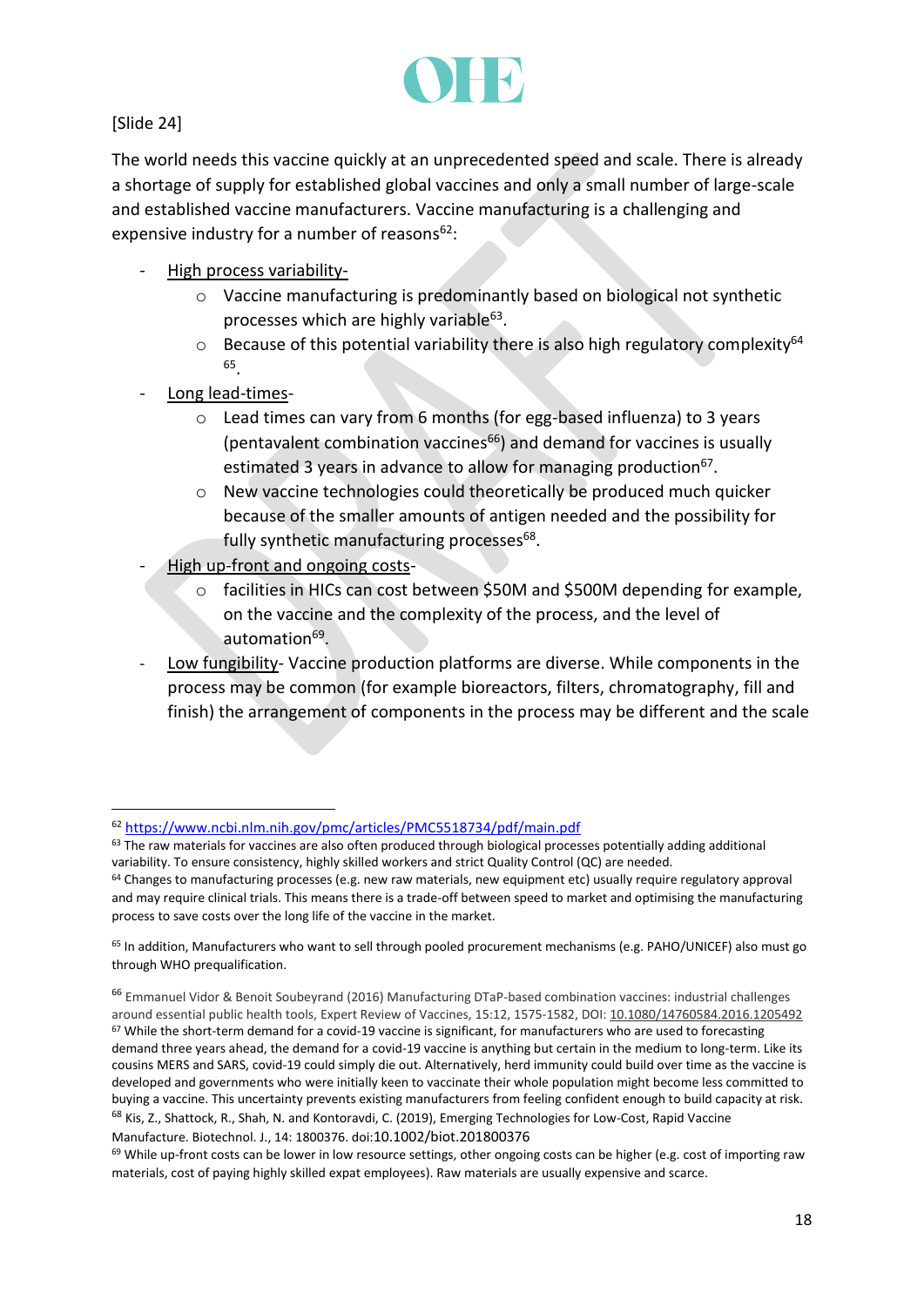[Slide 24]

The world needs this vaccine quickly at an unprecedented speed and scale. There is already a shortage of supply for established global vaccines and only a small number of large-scale and established vaccine manufacturers. Vaccine manufacturing is a challenging and expensive industry for a number of reasons[62]:

- High process variability-
  - Vaccine manufacturing is predominantly based on biological not synthetic processes which are highly variable[63].
  - Because of this potential variability there is also high regulatory complexity[64] [65].
- Long lead-times-
  - Lead times can vary from 6 months (for egg-based influenza) to 3 years (pentavalent combination vaccines[66]) and demand for vaccines is usually estimated 3 years in advance to allow for managing production[67].
  - New vaccine technologies could theoretically be produced much quicker because of the smaller amounts of antigen needed and the possibility for fully synthetic manufacturing processes[68].
- High up-front and ongoing costs-
  - facilities in HICs can cost between $50M and $500M depending for example, on the vaccine and the complexity of the process, and the level of automation[69].
- Low fungibility- Vaccine production platforms are diverse. While components in the process may be common (for example bioreactors, filters, chromatography, fill and finish) the arrangement of components in the process may be different and the scale

---

[62] https://www.ncbi.nlm.nih.gov/pmc/articles/PMC5518734/pdf/main.pdf

[63] The raw materials for vaccines are also often produced through biological processes potentially adding additional variability. To ensure consistency, highly skilled workers and strict Quality Control (QC) are needed.

[64] Changes to manufacturing processes (e.g. new raw materials, new equipment etc) usually require regulatory approval and may require clinical trials. This means there is a trade-off between speed to market and optimising the manufacturing process to save costs over the long life of the vaccine in the market.

[65] In addition, Manufacturers who want to sell through pooled procurement mechanisms (e.g. PAHO/UNICEF) also must go through WHO prequalification.

[66] Emmanuel Vidor & Benoit Soubeyrand (2016) Manufacturing DTaP-based combination vaccines: industrial challenges around essential public health tools, Expert Review of Vaccines, 15:12, 1575-1582, DOI: 10.1080/14760584.2016.1205492

[67] While the short-term demand for a covid-19 vaccine is significant, for manufacturers who are used to forecasting demand three years ahead, the demand for a covid-19 vaccine is anything but certain in the medium to long-term. Like its cousins MERS and SARS, covid-19 could simply die out. Alternatively, herd immunity could build over time as the vaccine is developed and governments who were initially keen to vaccinate their whole population might become less committed to buying a vaccine. This uncertainty prevents existing manufacturers from feeling confident enough to build capacity at risk.

[68] Kis, Z., Shattock, R., Shah, N. and Kontoravdi, C. (2019), Emerging Technologies for Low-Cost, Rapid Vaccine Manufacture. Biotechnol. J., 14: 1800376. doi:10.1002/biot.201800376

[69] While up-front costs can be lower in low resource settings, other ongoing costs can be higher (e.g. cost of importing raw materials, cost of paying highly skilled expat employees). Raw materials are usually expensive and scarce.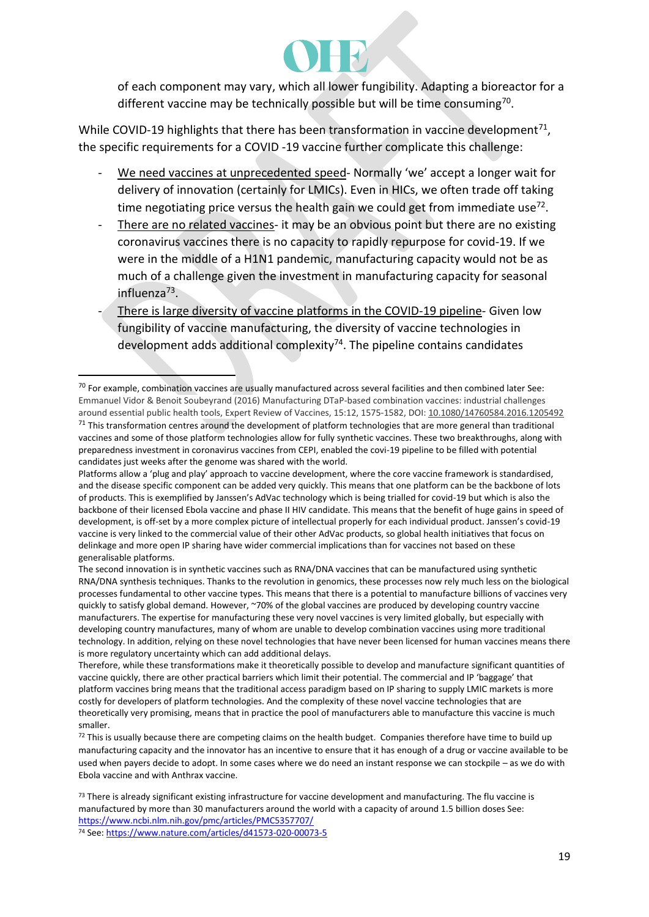of each component may vary, which all lower fungibility. Adapting a bioreactor for a different vaccine may be technically possible but will be time consuming[70].

While COVID-19 highlights that there has been transformation in vaccine development[71], the specific requirements for a COVID -19 vaccine further complicate this challenge:

- We need vaccines at unprecedented speed- Normally 'we' accept a longer wait for delivery of innovation (certainly for LMICs). Even in HICs, we often trade off taking time negotiating price versus the health gain we could get from immediate use[72].
- There are no related vaccines- it may be an obvious point but there are no existing coronavirus vaccines there is no capacity to rapidly repurpose for covid-19. If we were in the middle of a H1N1 pandemic, manufacturing capacity would not be as much of a challenge given the investment in manufacturing capacity for seasonal influenza[73].
- There is large diversity of vaccine platforms in the COVID-19 pipeline- Given low fungibility of vaccine manufacturing, the diversity of vaccine technologies in development adds additional complexity[74]. The pipeline contains candidates

---

[70] For example, combination vaccines are usually manufactured across several facilities and then combined later See: Emmanuel Vidor & Benoit Soubeyrand (2016) Manufacturing DTaP-based combination vaccines: industrial challenges around essential public health tools, Expert Review of Vaccines, 15:12, 1575-1582, DOI: 10.1080/14760584.2016.1205492

[71] This transformation centres around the development of platform technologies that are more general than traditional vaccines and some of those platform technologies allow for fully synthetic vaccines. These two breakthroughs, along with preparedness investment in coronavirus vaccines from CEPI, enabled the covi-19 pipeline to be filled with potential candidates just weeks after the genome was shared with the world.

Platforms allow a 'plug and play' approach to vaccine development, where the core vaccine framework is standardised, and the disease specific component can be added very quickly. This means that one platform can be the backbone of lots of products. This is exemplified by Janssen's AdVac technology which is being trialled for covid-19 but which is also the backbone of their licensed Ebola vaccine and phase II HIV candidate. This means that the benefit of huge gains in speed of development, is off-set by a more complex picture of intellectual properly for each individual product. Janssen's covid-19 vaccine is very linked to the commercial value of their other AdVac products, so global health initiatives that focus on delinkage and more open IP sharing have wider commercial implications than for vaccines not based on these generalisable platforms.

The second innovation is in synthetic vaccines such as RNA/DNA vaccines that can be manufactured using synthetic RNA/DNA synthesis techniques. Thanks to the revolution in genomics, these processes now rely much less on the biological processes fundamental to other vaccine types. This means that there is a potential to manufacture billions of vaccines very quickly to satisfy global demand. However, ~70% of the global vaccines are produced by developing country vaccine manufacturers. The expertise for manufacturing these very novel vaccines is very limited globally, but especially with developing country manufactures, many of whom are unable to develop combination vaccines using more traditional technology. In addition, relying on these novel technologies that have never been licensed for human vaccines means there is more regulatory uncertainty which can add additional delays.

Therefore, while these transformations make it theoretically possible to develop and manufacture significant quantities of vaccine quickly, there are other practical barriers which limit their potential. The commercial and IP 'baggage' that platform vaccines bring means that the traditional access paradigm based on IP sharing to supply LMIC markets is more costly for developers of platform technologies. And the complexity of these novel vaccine technologies that are theoretically very promising, means that in practice the pool of manufacturers able to manufacture this vaccine is much smaller.

[72] This is usually because there are competing claims on the health budget. Companies therefore have time to build up manufacturing capacity and the innovator has an incentive to ensure that it has enough of a drug or vaccine available to be used when payers decide to adopt. In some cases where we do need an instant response we can stockpile – as we do with Ebola vaccine and with Anthrax vaccine.

[73] There is already significant existing infrastructure for vaccine development and manufacturing. The flu vaccine is manufactured by more than 30 manufacturers around the world with a capacity of around 1.5 billion doses See: https://www.ncbi.nlm.nih.gov/pmc/articles/PMC5357707/

[74] See: https://www.nature.com/articles/d41573-020-00073-5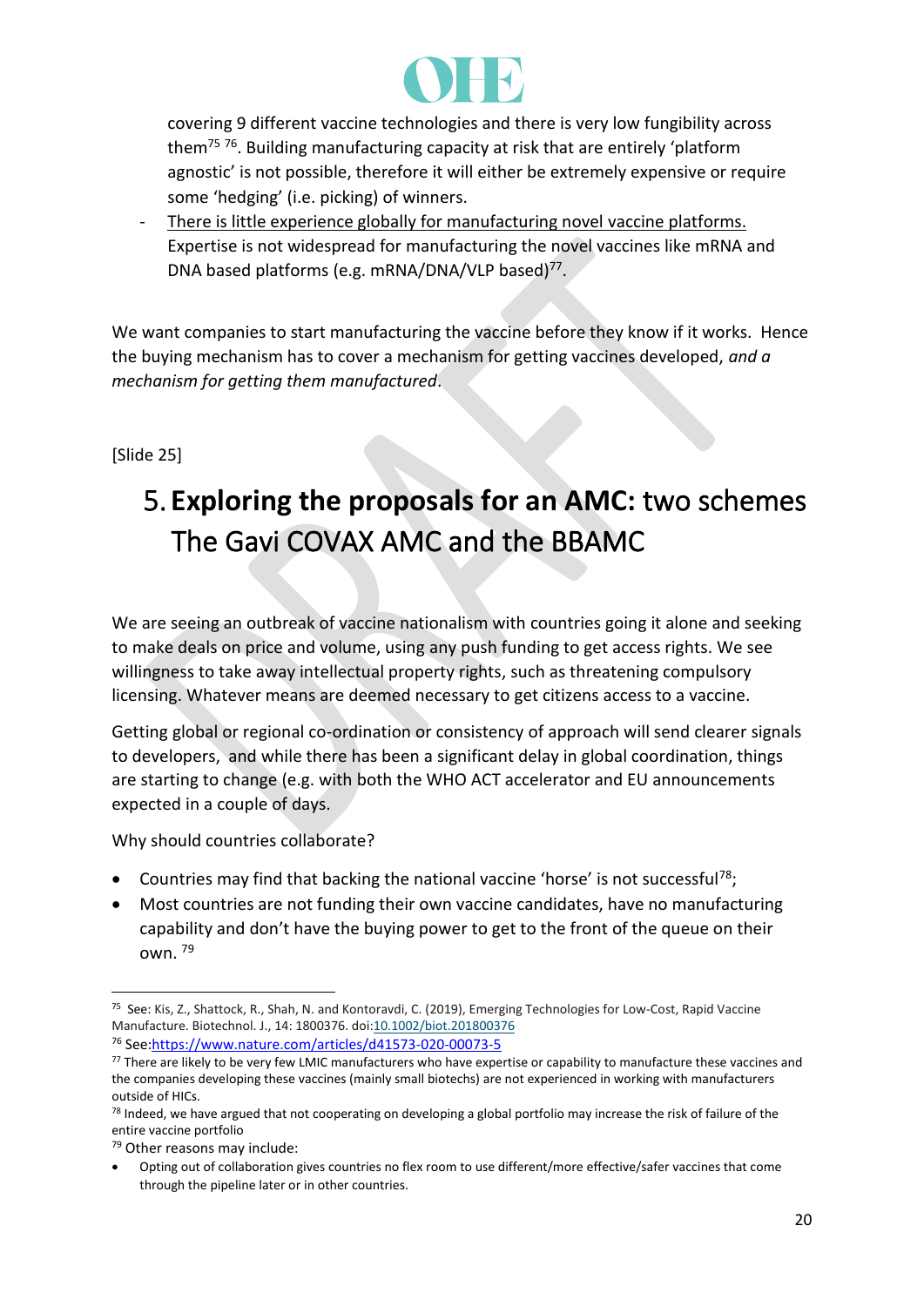covering 9 different vaccine technologies and there is very low fungibility across them[75] [76]. Building manufacturing capacity at risk that are entirely 'platform agnostic' is not possible, therefore it will either be extremely expensive or require some 'hedging' (i.e. picking) of winners.

- There is little experience globally for manufacturing novel vaccine platforms. Expertise is not widespread for manufacturing the novel vaccines like mRNA and DNA based platforms (e.g. mRNA/DNA/VLP based)[77].

We want companies to start manufacturing the vaccine before they know if it works. Hence the buying mechanism has to cover a mechanism for getting vaccines developed, *and a mechanism for getting them manufactured*.

[Slide 25]

# 5. **Exploring the proposals for an AMC:** two schemes The Gavi COVAX AMC and the BBAMC

We are seeing an outbreak of vaccine nationalism with countries going it alone and seeking to make deals on price and volume, using any push funding to get access rights. We see willingness to take away intellectual property rights, such as threatening compulsory licensing. Whatever means are deemed necessary to get citizens access to a vaccine.

Getting global or regional co-ordination or consistency of approach will send clearer signals to developers, and while there has been a significant delay in global coordination, things are starting to change (e.g. with both the WHO ACT accelerator and EU announcements expected in a couple of days.

Why should countries collaborate?

- Countries may find that backing the national vaccine 'horse' is not successful[78];
- Most countries are not funding their own vaccine candidates, have no manufacturing capability and don't have the buying power to get to the front of the queue on their own. [79]

---

[75] See: Kis, Z., Shattock, R., Shah, N. and Kontoravdi, C. (2019), Emerging Technologies for Low-Cost, Rapid Vaccine Manufacture. Biotechnol. J., 14: 1800376. doi:10.1002/biot.201800376

[76] See:https://www.nature.com/articles/d41573-020-00073-5

[77] There are likely to be very few LMIC manufacturers who have expertise or capability to manufacture these vaccines and the companies developing these vaccines (mainly small biotechs) are not experienced in working with manufacturers outside of HICs.

[78] Indeed, we have argued that not cooperating on developing a global portfolio may increase the risk of failure of the entire vaccine portfolio

[79] Other reasons may include:

- Opting out of collaboration gives countries no flex room to use different/more effective/safer vaccines that come through the pipeline later or in other countries.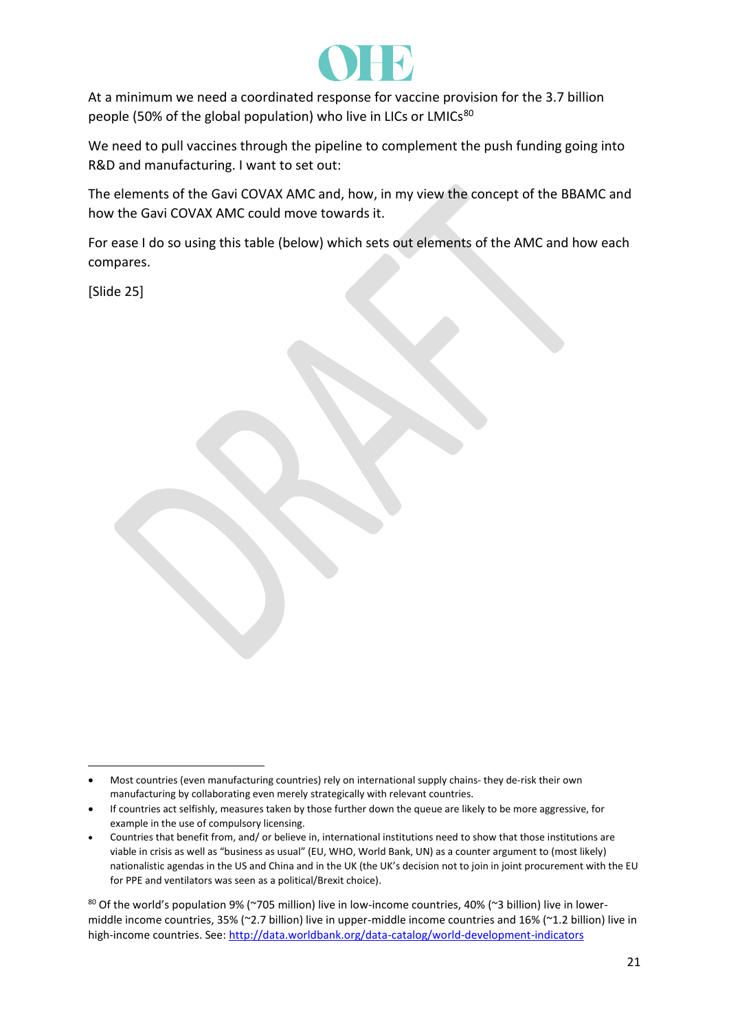At a minimum we need a coordinated response for vaccine provision for the 3.7 billion people (50% of the global population) who live in LICs or LMICs[80]

We need to pull vaccines through the pipeline to complement the push funding going into R&D and manufacturing. I want to set out:

The elements of the Gavi COVAX AMC and, how, in my view the concept of the BBAMC and how the Gavi COVAX AMC could move towards it.

For ease I do so using this table (below) which sets out elements of the AMC and how each compares.

[Slide 25]

---

- Most countries (even manufacturing countries) rely on international supply chains- they de-risk their own manufacturing by collaborating even merely strategically with relevant countries.
- If countries act selfishly, measures taken by those further down the queue are likely to be more aggressive, for example in the use of compulsory licensing.
- Countries that benefit from, and/ or believe in, international institutions need to show that those institutions are viable in crisis as well as "business as usual" (EU, WHO, World Bank, UN) as a counter argument to (most likely) nationalistic agendas in the US and China and in the UK (the UK's decision not to join in joint procurement with the EU for PPE and ventilators was seen as a political/Brexit choice).

[80] Of the world's population 9% (~705 million) live in low-income countries, 40% (~3 billion) live in lower-middle income countries, 35% (~2.7 billion) live in upper-middle income countries and 16% (~1.2 billion) live in high-income countries. See: http://data.worldbank.org/data-catalog/world-development-indicators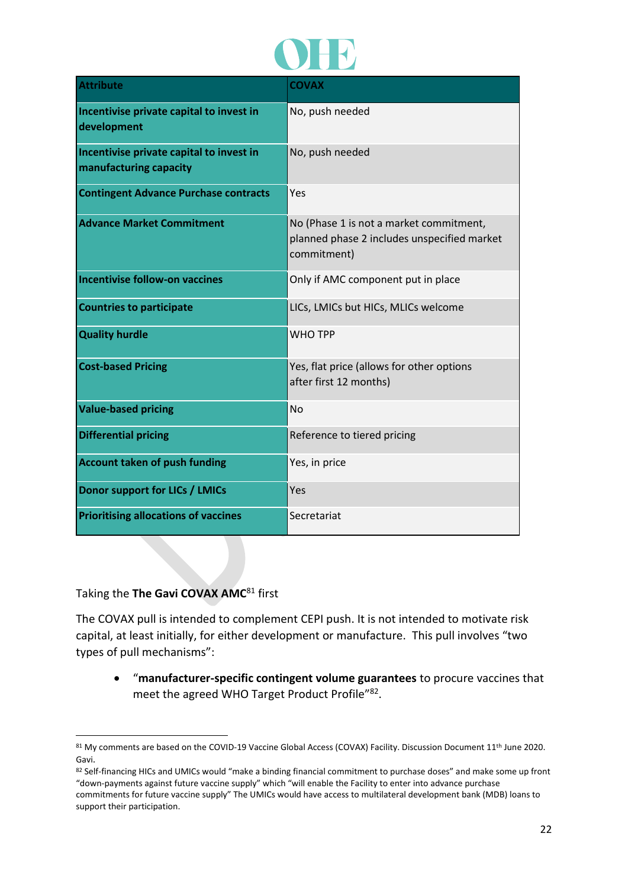| Attribute | COVAX |
|---|---|
| **Incentivise private capital to invest in development** | No, push needed |
| **Incentivise private capital to invest in manufacturing capacity** | No, push needed |
| **Contingent Advance Purchase contracts** | Yes |
| **Advance Market Commitment** | No (Phase 1 is not a market commitment, planned phase 2 includes unspecified market commitment) |
| **Incentivise follow-on vaccines** | Only if AMC component put in place |
| **Countries to participate** | LICs, LMICs but HICs, MLICs welcome |
| **Quality hurdle** | WHO TPP |
| **Cost-based Pricing** | Yes, flat price (allows for other options after first 12 months) |
| **Value-based pricing** | No |
| **Differential pricing** | Reference to tiered pricing |
| **Account taken of push funding** | Yes, in price |
| **Donor support for LICs / LMICs** | Yes |
| **Prioritising allocations of vaccines** | Secretariat |

Taking the **The Gavi COVAX AMC**[81] first

The COVAX pull is intended to complement CEPI push. It is not intended to motivate risk capital, at least initially, for either development or manufacture. This pull involves "two types of pull mechanisms":

- "**manufacturer-specific contingent volume guarantees** to procure vaccines that meet the agreed WHO Target Product Profile"[82].

---

[81] My comments are based on the COVID-19 Vaccine Global Access (COVAX) Facility. Discussion Document 11th June 2020. Gavi.

[82] Self-financing HICs and UMICs would "make a binding financial commitment to purchase doses" and make some up front "down-payments against future vaccine supply" which "will enable the Facility to enter into advance purchase commitments for future vaccine supply" The UMICs would have access to multilateral development bank (MDB) loans to support their participation.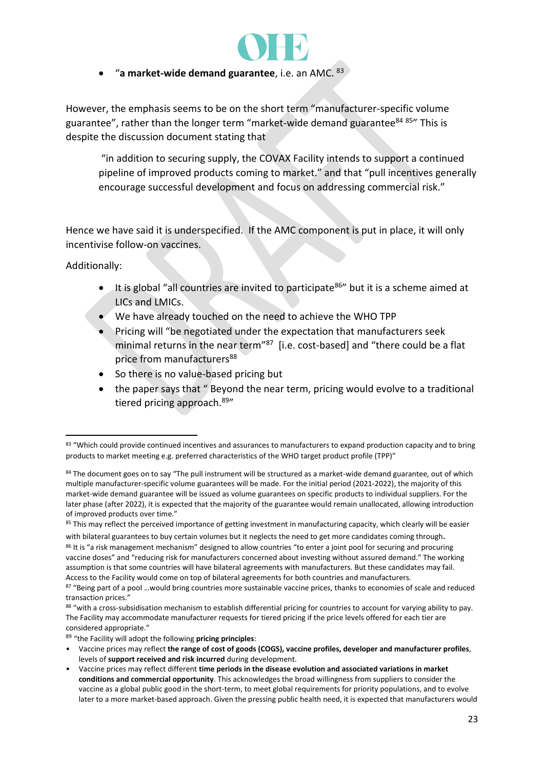- "**a market-wide demand guarantee**, i.e. an AMC. [83]

However, the emphasis seems to be on the short term "manufacturer-specific volume guarantee", rather than the longer term "market-wide demand guarantee[84] [85]" This is despite the discussion document stating that

> "in addition to securing supply, the COVAX Facility intends to support a continued pipeline of improved products coming to market." and that "pull incentives generally encourage successful development and focus on addressing commercial risk."

Hence we have said it is underspecified. If the AMC component is put in place, it will only incentivise follow-on vaccines.

Additionally:

- It is global "all countries are invited to participate[86]" but it is a scheme aimed at LICs and LMICs.
- We have already touched on the need to achieve the WHO TPP
- Pricing will "be negotiated under the expectation that manufacturers seek minimal returns in the near term"[87] [i.e. cost-based] and "there could be a flat price from manufacturers[88]
- So there is no value-based pricing but
- the paper says that " Beyond the near term, pricing would evolve to a traditional tiered pricing approach.[89]"

---

[83] "Which could provide continued incentives and assurances to manufacturers to expand production capacity and to bring products to market meeting e.g. preferred characteristics of the WHO target product profile (TPP)"

[84] The document goes on to say "The pull instrument will be structured as a market-wide demand guarantee, out of which multiple manufacturer-specific volume guarantees will be made. For the initial period (2021-2022), the majority of this market-wide demand guarantee will be issued as volume guarantees on specific products to individual suppliers. For the later phase (after 2022), it is expected that the majority of the guarantee would remain unallocated, allowing introduction of improved products over time."

[85] This may reflect the perceived importance of getting investment in manufacturing capacity, which clearly will be easier with bilateral guarantees to buy certain volumes but it neglects the need to get more candidates coming through.

[86] It is "a risk management mechanism" designed to allow countries "to enter a joint pool for securing and procuring vaccine doses" and "reducing risk for manufacturers concerned about investing without assured demand." The working assumption is that some countries will have bilateral agreements with manufacturers. But these candidates may fail. Access to the Facility would come on top of bilateral agreements for both countries and manufacturers.

[87] "Being part of a pool …would bring countries more sustainable vaccine prices, thanks to economies of scale and reduced transaction prices."

[88] "with a cross-subsidisation mechanism to establish differential pricing for countries to account for varying ability to pay. The Facility may accommodate manufacturer requests for tiered pricing if the price levels offered for each tier are considered appropriate."

[89] "the Facility will adopt the following **pricing principles**:

- Vaccine prices may reflect **the range of cost of goods (COGS), vaccine profiles, developer and manufacturer profiles**, levels of **support received and risk incurred** during development.
- Vaccine prices may reflect different **time periods in the disease evolution and associated variations in market conditions and commercial opportunity**. This acknowledges the broad willingness from suppliers to consider the vaccine as a global public good in the short-term, to meet global requirements for priority populations, and to evolve later to a more market-based approach. Given the pressing public health need, it is expected that manufacturers would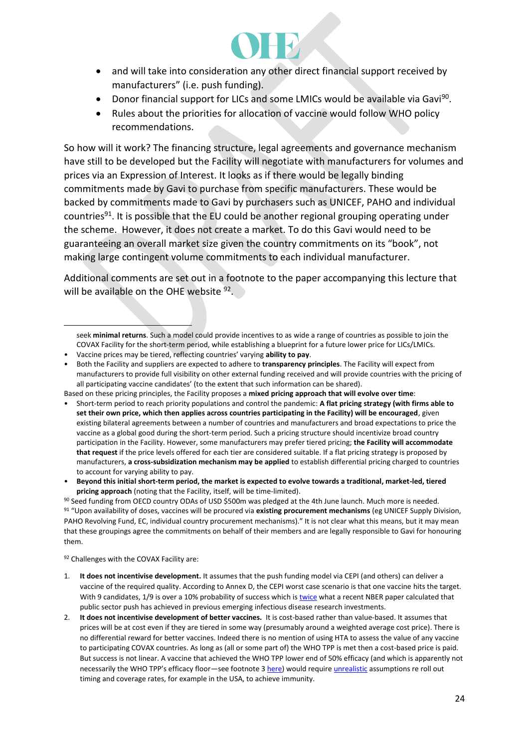- and will take into consideration any other direct financial support received by manufacturers" (i.e. push funding).
- Donor financial support for LICs and some LMICs would be available via Gavi[90].
- Rules about the priorities for allocation of vaccine would follow WHO policy recommendations.

So how will it work? The financing structure, legal agreements and governance mechanism have still to be developed but the Facility will negotiate with manufacturers for volumes and prices via an Expression of Interest. It looks as if there would be legally binding commitments made by Gavi to purchase from specific manufacturers. These would be backed by commitments made to Gavi by purchasers such as UNICEF, PAHO and individual countries[91]. It is possible that the EU could be another regional grouping operating under the scheme. However, it does not create a market. To do this Gavi would need to be guaranteeing an overall market size given the country commitments on its "book", not making large contingent volume commitments to each individual manufacturer.

Additional comments are set out in a footnote to the paper accompanying this lecture that will be available on the OHE website [92].

---

seek **minimal returns**. Such a model could provide incentives to as wide a range of countries as possible to join the COVAX Facility for the short-term period, while establishing a blueprint for a future lower price for LICs/LMICs.

- Vaccine prices may be tiered, reflecting countries' varying **ability to pay**.
- Both the Facility and suppliers are expected to adhere to **transparency principles**. The Facility will expect from manufacturers to provide full visibility on other external funding received and will provide countries with the pricing of all participating vaccine candidates' (to the extent that such information can be shared).

Based on these pricing principles, the Facility proposes a **mixed pricing approach that will evolve over time**:

- Short-term period to reach priority populations and control the pandemic: **A flat pricing strategy (with firms able to set their own price, which then applies across countries participating in the Facility) will be encouraged**, given existing bilateral agreements between a number of countries and manufacturers and broad expectations to price the vaccine as a global good during the short-term period. Such a pricing structure should incentivize broad country participation in the Facility. However, some manufacturers may prefer tiered pricing; **the Facility will accommodate that request** if the price levels offered for each tier are considered suitable. If a flat pricing strategy is proposed by manufacturers, **a cross-subsidization mechanism may be applied** to establish differential pricing charged to countries to account for varying ability to pay.
- **Beyond this initial short-term period, the market is expected to evolve towards a traditional, market-led, tiered pricing approach** (noting that the Facility, itself, will be time-limited).

[90] Seed funding from OECD country ODAs of USD $500m was pledged at the 4th June launch. Much more is needed.

[91] "Upon availability of doses, vaccines will be procured via **existing procurement mechanisms** (eg UNICEF Supply Division, PAHO Revolving Fund, EC, individual country procurement mechanisms)." It is not clear what this means, but it may mean that these groupings agree the commitments on behalf of their members and are legally responsible to Gavi for honouring them.

[92] Challenges with the COVAX Facility are:

1. **It does not incentivise development.** It assumes that the push funding model via CEPI (and others) can deliver a vaccine of the required quality. According to Annex D, the CEPI worst case scenario is that one vaccine hits the target. With 9 candidates, 1/9 is over a 10% probability of success which is twice what a recent NBER paper calculated that public sector push has achieved in previous emerging infectious disease research investments.
2. **It does not incentivise development of better vaccines.** It is cost-based rather than value-based. It assumes that prices will be at cost even if they are tiered in some way (presumably around a weighted average cost price). There is no differential reward for better vaccines. Indeed there is no mention of using HTA to assess the value of any vaccine to participating COVAX countries. As long as (all or some part of) the WHO TPP is met then a cost-based price is paid. But success is not linear. A vaccine that achieved the WHO TPP lower end of 50% efficacy (and which is apparently not necessarily the WHO TPP's efficacy floor—see footnote 3 here) would require unrealistic assumptions re roll out timing and coverage rates, for example in the USA, to achieve immunity.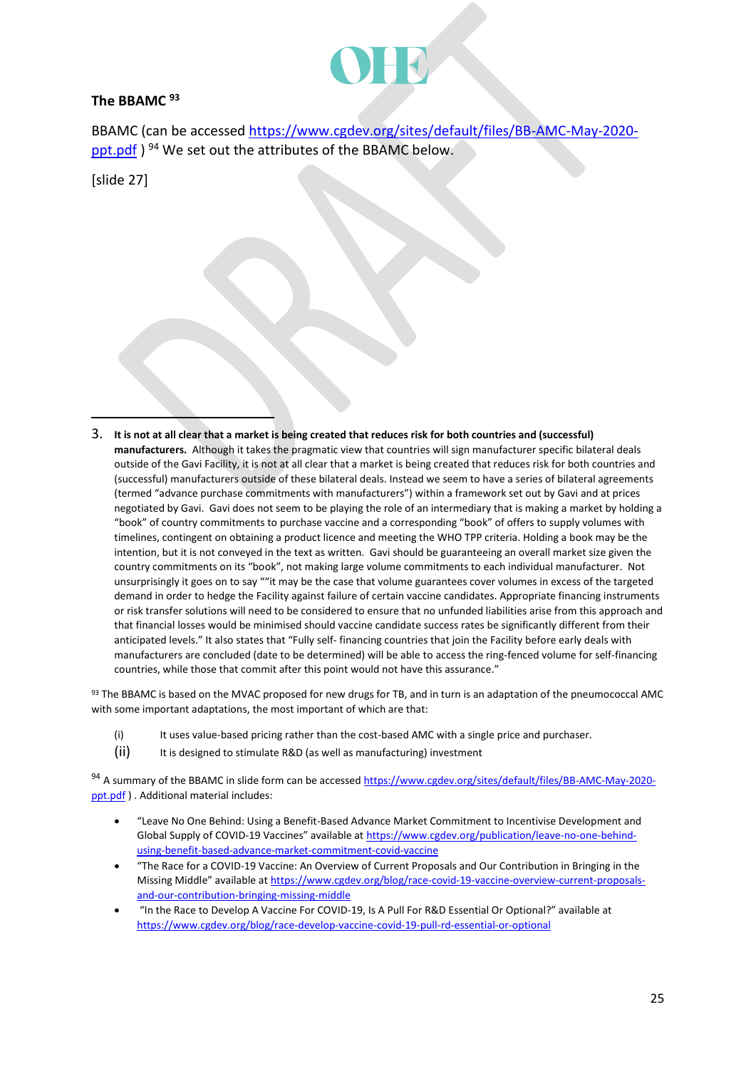### The BBAMC [93]

BBAMC (can be accessed https://www.cgdev.org/sites/default/files/BB-AMC-May-2020-ppt.pdf ) [94] We set out the attributes of the BBAMC below.

[slide 27]

3. **It is not at all clear that a market is being created that reduces risk for both countries and (successful) manufacturers.** Although it takes the pragmatic view that countries will sign manufacturer specific bilateral deals outside of the Gavi Facility, it is not at all clear that a market is being created that reduces risk for both countries and (successful) manufacturers outside of these bilateral deals. Instead we seem to have a series of bilateral agreements (termed "advance purchase commitments with manufacturers") within a framework set out by Gavi and at prices negotiated by Gavi. Gavi does not seem to be playing the role of an intermediary that is making a market by holding a "book" of country commitments to purchase vaccine and a corresponding "book" of offers to supply volumes with timelines, contingent on obtaining a product licence and meeting the WHO TPP criteria. Holding a book may be the intention, but it is not conveyed in the text as written. Gavi should be guaranteeing an overall market size given the country commitments on its "book", not making large volume commitments to each individual manufacturer. Not unsurprisingly it goes on to say ""it may be the case that volume guarantees cover volumes in excess of the targeted demand in order to hedge the Facility against failure of certain vaccine candidates. Appropriate financing instruments or risk transfer solutions will need to be considered to ensure that no unfunded liabilities arise from this approach and that financial losses would be minimised should vaccine candidate success rates be significantly different from their anticipated levels." It also states that "Fully self- financing countries that join the Facility before early deals with manufacturers are concluded (date to be determined) will be able to access the ring-fenced volume for self-financing countries, while those that commit after this point would not have this assurance."

---

[93] The BBAMC is based on the MVAC proposed for new drugs for TB, and in turn is an adaptation of the pneumococcal AMC with some important adaptations, the most important of which are that:

(i) It uses value-based pricing rather than the cost-based AMC with a single price and purchaser.

(ii) It is designed to stimulate R&D (as well as manufacturing) investment

[94] A summary of the BBAMC in slide form can be accessed https://www.cgdev.org/sites/default/files/BB-AMC-May-2020-ppt.pdf ) . Additional material includes:

- "Leave No One Behind: Using a Benefit-Based Advance Market Commitment to Incentivise Development and Global Supply of COVID-19 Vaccines" available at https://www.cgdev.org/publication/leave-no-one-behind-using-benefit-based-advance-market-commitment-covid-vaccine
- "The Race for a COVID-19 Vaccine: An Overview of Current Proposals and Our Contribution in Bringing in the Missing Middle" available at https://www.cgdev.org/blog/race-covid-19-vaccine-overview-current-proposals-and-our-contribution-bringing-missing-middle
- "In the Race to Develop A Vaccine For COVID-19, Is A Pull For R&D Essential Or Optional?" available at https://www.cgdev.org/blog/race-develop-vaccine-covid-19-pull-rd-essential-or-optional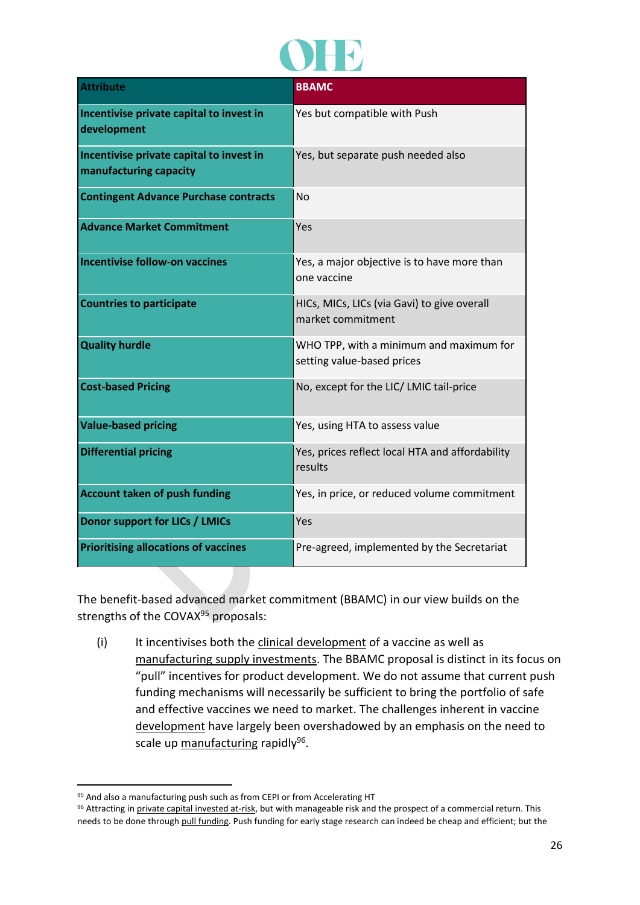| Attribute | BBAMC |
|---|---|
| **Incentivise private capital to invest in development** | Yes but compatible with Push |
| **Incentivise private capital to invest in manufacturing capacity** | Yes, but separate push needed also |
| **Contingent Advance Purchase contracts** | No |
| **Advance Market Commitment** | Yes |
| **Incentivise follow-on vaccines** | Yes, a major objective is to have more than one vaccine |
| **Countries to participate** | HICs, MICs, LICs (via Gavi) to give overall market commitment |
| **Quality hurdle** | WHO TPP, with a minimum and maximum for setting value-based prices |
| **Cost-based Pricing** | No, except for the LIC/ LMIC tail-price |
| **Value-based pricing** | Yes, using HTA to assess value |
| **Differential pricing** | Yes, prices reflect local HTA and affordability results |
| **Account taken of push funding** | Yes, in price, or reduced volume commitment |
| **Donor support for LICs / LMICs** | Yes |
| **Prioritising allocations of vaccines** | Pre-agreed, implemented by the Secretariat |

The benefit-based advanced market commitment (BBAMC) in our view builds on the strengths of the COVAX[95] proposals:

(i) It incentivises both the clinical development of a vaccine as well as manufacturing supply investments. The BBAMC proposal is distinct in its focus on "pull" incentives for product development. We do not assume that current push funding mechanisms will necessarily be sufficient to bring the portfolio of safe and effective vaccines we need to market. The challenges inherent in vaccine development have largely been overshadowed by an emphasis on the need to scale up manufacturing rapidly[96].

---

[95] And also a manufacturing push such as from CEPI or from Accelerating HT

[96] Attracting in private capital invested at-risk, but with manageable risk and the prospect of a commercial return. This needs to be done through pull funding. Push funding for early stage research can indeed be cheap and efficient; but the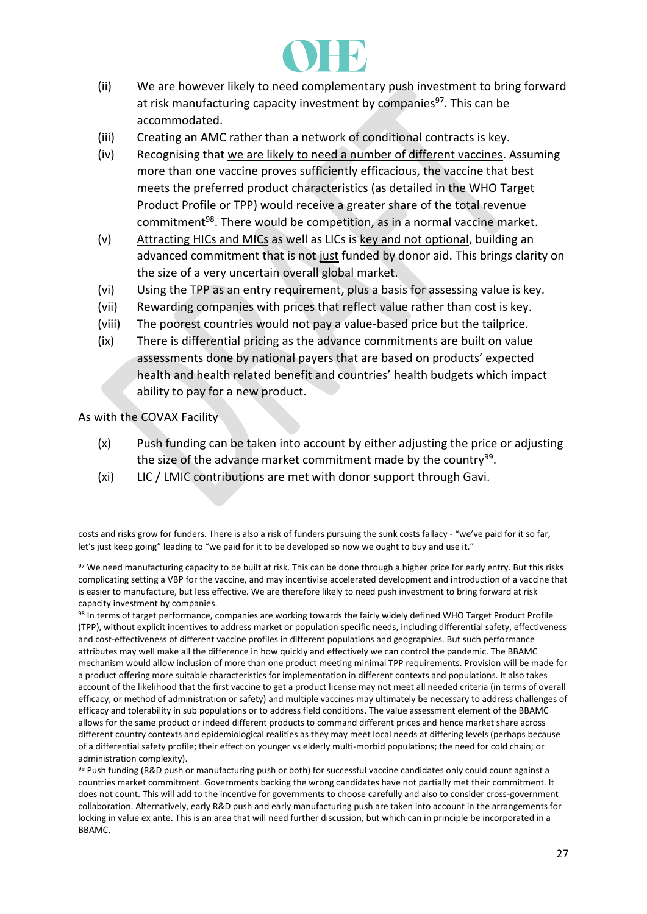(ii) We are however likely to need complementary push investment to bring forward at risk manufacturing capacity investment by companies[97]. This can be accommodated.

(iii) Creating an AMC rather than a network of conditional contracts is key.

(iv) Recognising that <u>we are likely to need a number of different vaccines</u>. Assuming more than one vaccine proves sufficiently efficacious, the vaccine that best meets the preferred product characteristics (as detailed in the WHO Target Product Profile or TPP) would receive a greater share of the total revenue commitment[98]. There would be competition, as in a normal vaccine market.

(v) <u>Attracting HICs and MICs</u> as well as LICs is <u>key and not optional</u>, building an advanced commitment that is not <u>just</u> funded by donor aid. This brings clarity on the size of a very uncertain overall global market.

(vi) Using the TPP as an entry requirement, plus a basis for assessing value is key.

(vii) Rewarding companies with <u>prices that reflect value rather than cost</u> is key.

(viii) The poorest countries would not pay a value-based price but the tailprice.

(ix) There is differential pricing as the advance commitments are built on value assessments done by national payers that are based on products' expected health and health related benefit and countries' health budgets which impact ability to pay for a new product.

As with the COVAX Facility

(x) Push funding can be taken into account by either adjusting the price or adjusting the size of the advance market commitment made by the country[99].

(xi) LIC / LMIC contributions are met with donor support through Gavi.

---

costs and risks grow for funders. There is also a risk of funders pursuing the sunk costs fallacy - "we've paid for it so far, let's just keep going" leading to "we paid for it to be developed so now we ought to buy and use it."

[97] We need manufacturing capacity to be built at risk. This can be done through a higher price for early entry. But this risks complicating setting a VBP for the vaccine, and may incentivise accelerated development and introduction of a vaccine that is easier to manufacture, but less effective. We are therefore likely to need push investment to bring forward at risk capacity investment by companies.

[98] In terms of target performance, companies are working towards the fairly widely defined WHO Target Product Profile (TPP), without explicit incentives to address market or population specific needs, including differential safety, effectiveness and cost-effectiveness of different vaccine profiles in different populations and geographies. But such performance attributes may well make all the difference in how quickly and effectively we can control the pandemic. The BBAMC mechanism would allow inclusion of more than one product meeting minimal TPP requirements. Provision will be made for a product offering more suitable characteristics for implementation in different contexts and populations. It also takes account of the likelihood that the first vaccine to get a product license may not meet all needed criteria (in terms of overall efficacy, or method of administration or safety) and multiple vaccines may ultimately be necessary to address challenges of efficacy and tolerability in sub populations or to address field conditions. The value assessment element of the BBAMC allows for the same product or indeed different products to command different prices and hence market share across different country contexts and epidemiological realities as they may meet local needs at differing levels (perhaps because of a differential safety profile; their effect on younger vs elderly multi-morbid populations; the need for cold chain; or administration complexity).

[99] Push funding (R&D push or manufacturing push or both) for successful vaccine candidates only could count against a countries market commitment. Governments backing the wrong candidates have not partially met their commitment. It does not count. This will add to the incentive for governments to choose carefully and also to consider cross-government collaboration. Alternatively, early R&D push and early manufacturing push are taken into account in the arrangements for locking in value ex ante. This is an area that will need further discussion, but which can in principle be incorporated in a BBAMC.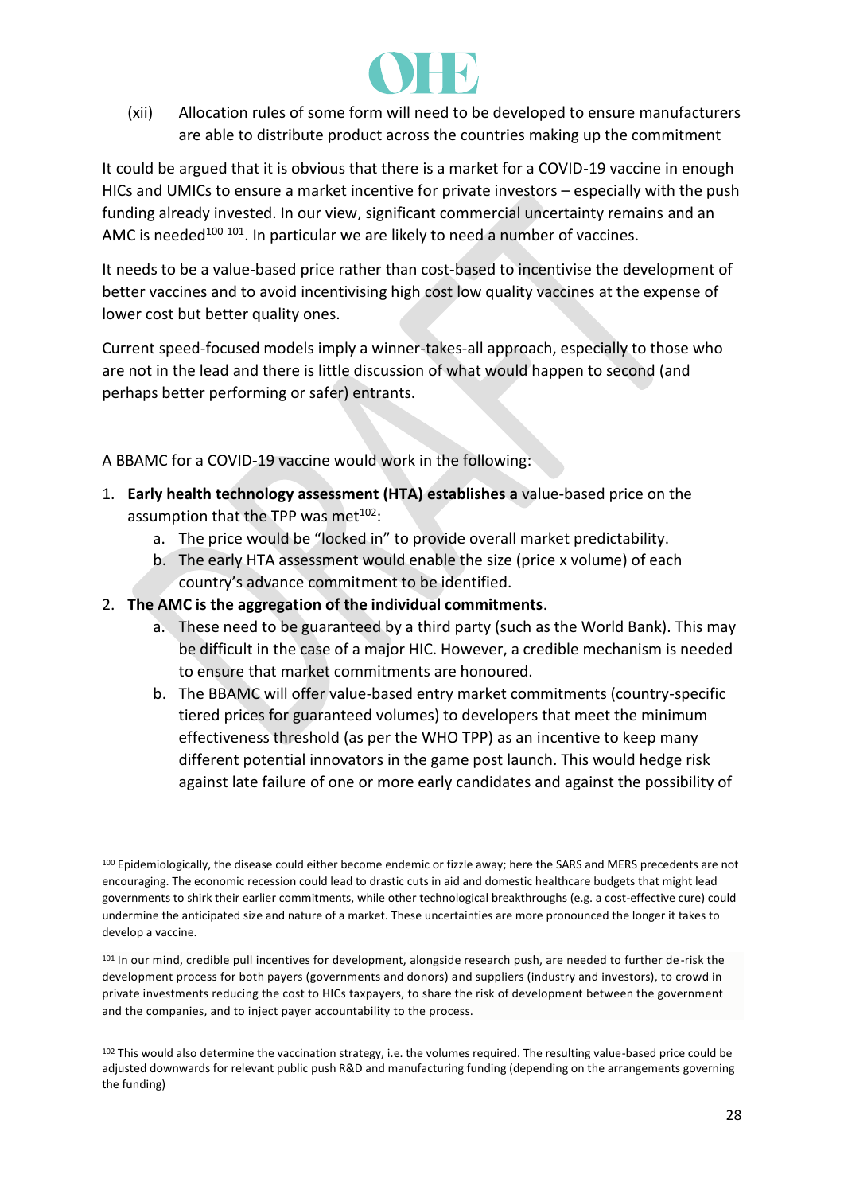(xii) Allocation rules of some form will need to be developed to ensure manufacturers are able to distribute product across the countries making up the commitment

It could be argued that it is obvious that there is a market for a COVID-19 vaccine in enough HICs and UMICs to ensure a market incentive for private investors – especially with the push funding already invested. In our view, significant commercial uncertainty remains and an AMC is needed[100] [101]. In particular we are likely to need a number of vaccines.

It needs to be a value-based price rather than cost-based to incentivise the development of better vaccines and to avoid incentivising high cost low quality vaccines at the expense of lower cost but better quality ones.

Current speed-focused models imply a winner-takes-all approach, especially to those who are not in the lead and there is little discussion of what would happen to second (and perhaps better performing or safer) entrants.

A BBAMC for a COVID-19 vaccine would work in the following:

1. **Early health technology assessment (HTA) establishes a** value-based price on the assumption that the TPP was met[102]:
    a. The price would be "locked in" to provide overall market predictability.
    b. The early HTA assessment would enable the size (price x volume) of each country's advance commitment to be identified.
2. **The AMC is the aggregation of the individual commitments**.
    a. These need to be guaranteed by a third party (such as the World Bank). This may be difficult in the case of a major HIC. However, a credible mechanism is needed to ensure that market commitments are honoured.
    b. The BBAMC will offer value-based entry market commitments (country-specific tiered prices for guaranteed volumes) to developers that meet the minimum effectiveness threshold (as per the WHO TPP) as an incentive to keep many different potential innovators in the game post launch. This would hedge risk against late failure of one or more early candidates and against the possibility of

[100] Epidemiologically, the disease could either become endemic or fizzle away; here the SARS and MERS precedents are not encouraging. The economic recession could lead to drastic cuts in aid and domestic healthcare budgets that might lead governments to shirk their earlier commitments, while other technological breakthroughs (e.g. a cost-effective cure) could undermine the anticipated size and nature of a market. These uncertainties are more pronounced the longer it takes to develop a vaccine.

[101] In our mind, credible pull incentives for development, alongside research push, are needed to further de-risk the development process for both payers (governments and donors) and suppliers (industry and investors), to crowd in private investments reducing the cost to HICs taxpayers, to share the risk of development between the government and the companies, and to inject payer accountability to the process.

[102] This would also determine the vaccination strategy, i.e. the volumes required. The resulting value-based price could be adjusted downwards for relevant public push R&D and manufacturing funding (depending on the arrangements governing the funding)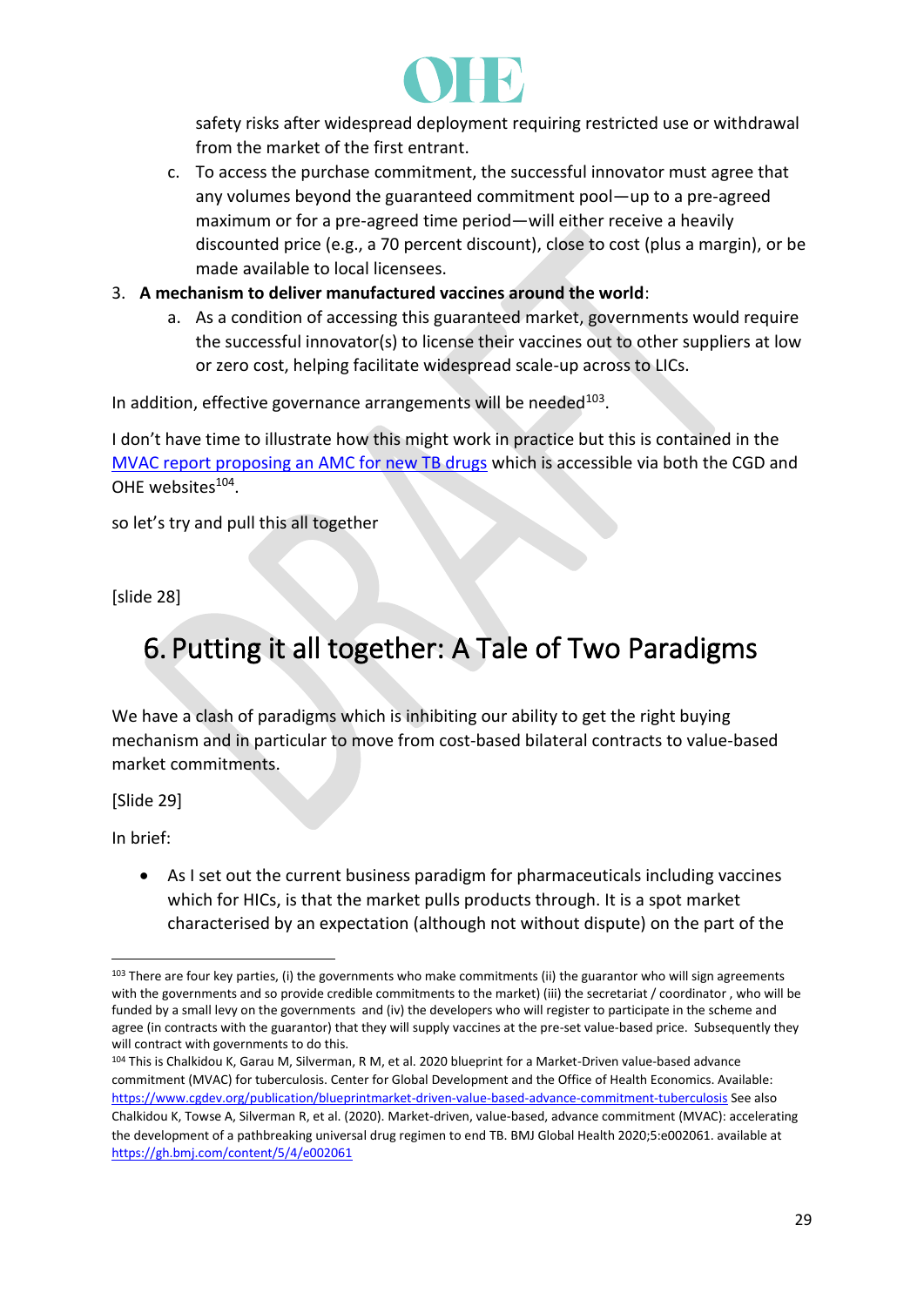safety risks after widespread deployment requiring restricted use or withdrawal from the market of the first entrant.

   c. To access the purchase commitment, the successful innovator must agree that any volumes beyond the guaranteed commitment pool—up to a pre-agreed maximum or for a pre-agreed time period—will either receive a heavily discounted price (e.g., a 70 percent discount), close to cost (plus a margin), or be made available to local licensees.

3. **A mechanism to deliver manufactured vaccines around the world**:
   a. As a condition of accessing this guaranteed market, governments would require the successful innovator(s) to license their vaccines out to other suppliers at low or zero cost, helping facilitate widespread scale-up across to LICs.

In addition, effective governance arrangements will be needed[103].

I don't have time to illustrate how this might work in practice but this is contained in the [MVAC report proposing an AMC for new TB drugs](https://www.cgdev.org/publication/blueprintmarket-driven-value-based-advance-commitment-tuberculosis) which is accessible via both the CGD and OHE websites[104].

so let's try and pull this all together

[slide 28]

# 6. Putting it all together: A Tale of Two Paradigms

We have a clash of paradigms which is inhibiting our ability to get the right buying mechanism and in particular to move from cost-based bilateral contracts to value-based market commitments.

[Slide 29]

In brief:

- As I set out the current business paradigm for pharmaceuticals including vaccines which for HICs, is that the market pulls products through. It is a spot market characterised by an expectation (although not without dispute) on the part of the

---

[103] There are four key parties, (i) the governments who make commitments (ii) the guarantor who will sign agreements with the governments and so provide credible commitments to the market) (iii) the secretariat / coordinator , who will be funded by a small levy on the governments and (iv) the developers who will register to participate in the scheme and agree (in contracts with the guarantor) that they will supply vaccines at the pre-set value-based price. Subsequently they will contract with governments to do this.

[104] This is Chalkidou K, Garau M, Silverman, R M, et al. 2020 blueprint for a Market-Driven value-based advance commitment (MVAC) for tuberculosis. Center for Global Development and the Office of Health Economics. Available: https://www.cgdev.org/publication/blueprintmarket-driven-value-based-advance-commitment-tuberculosis See also Chalkidou K, Towse A, Silverman R, et al. (2020). Market-driven, value-based, advance commitment (MVAC): accelerating the development of a pathbreaking universal drug regimen to end TB. BMJ Global Health 2020;5:e002061. available at https://gh.bmj.com/content/5/4/e002061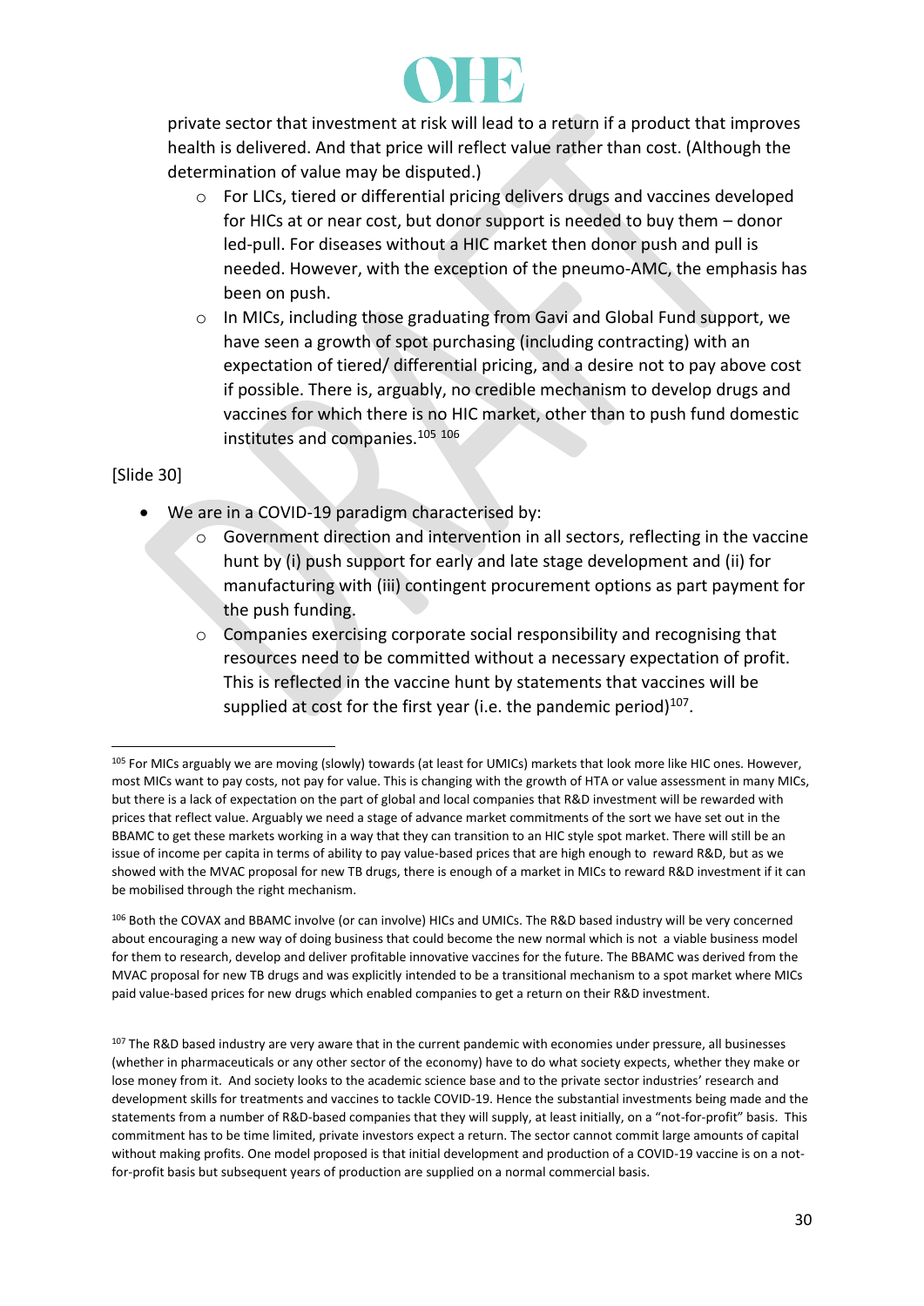private sector that investment at risk will lead to a return if a product that improves health is delivered. And that price will reflect value rather than cost. (Although the determination of value may be disputed.)

  - For LICs, tiered or differential pricing delivers drugs and vaccines developed for HICs at or near cost, but donor support is needed to buy them – donor led-pull. For diseases without a HIC market then donor push and pull is needed. However, with the exception of the pneumo-AMC, the emphasis has been on push.
  - In MICs, including those graduating from Gavi and Global Fund support, we have seen a growth of spot purchasing (including contracting) with an expectation of tiered/ differential pricing, and a desire not to pay above cost if possible. There is, arguably, no credible mechanism to develop drugs and vaccines for which there is no HIC market, other than to push fund domestic institutes and companies.[105] [106]

[Slide 30]

- We are in a COVID-19 paradigm characterised by:
  - Government direction and intervention in all sectors, reflecting in the vaccine hunt by (i) push support for early and late stage development and (ii) for manufacturing with (iii) contingent procurement options as part payment for the push funding.
  - Companies exercising corporate social responsibility and recognising that resources need to be committed without a necessary expectation of profit. This is reflected in the vaccine hunt by statements that vaccines will be supplied at cost for the first year (i.e. the pandemic period)[107].

---

[105] For MICs arguably we are moving (slowly) towards (at least for UMICs) markets that look more like HIC ones. However, most MICs want to pay costs, not pay for value. This is changing with the growth of HTA or value assessment in many MICs, but there is a lack of expectation on the part of global and local companies that R&D investment will be rewarded with prices that reflect value. Arguably we need a stage of advance market commitments of the sort we have set out in the BBAMC to get these markets working in a way that they can transition to an HIC style spot market. There will still be an issue of income per capita in terms of ability to pay value-based prices that are high enough to reward R&D, but as we showed with the MVAC proposal for new TB drugs, there is enough of a market in MICs to reward R&D investment if it can be mobilised through the right mechanism.

[106] Both the COVAX and BBAMC involve (or can involve) HICs and UMICs. The R&D based industry will be very concerned about encouraging a new way of doing business that could become the new normal which is not a viable business model for them to research, develop and deliver profitable innovative vaccines for the future. The BBAMC was derived from the MVAC proposal for new TB drugs and was explicitly intended to be a transitional mechanism to a spot market where MICs paid value-based prices for new drugs which enabled companies to get a return on their R&D investment.

[107] The R&D based industry are very aware that in the current pandemic with economies under pressure, all businesses (whether in pharmaceuticals or any other sector of the economy) have to do what society expects, whether they make or lose money from it. And society looks to the academic science base and to the private sector industries' research and development skills for treatments and vaccines to tackle COVID-19. Hence the substantial investments being made and the statements from a number of R&D-based companies that they will supply, at least initially, on a "not-for-profit" basis. This commitment has to be time limited, private investors expect a return. The sector cannot commit large amounts of capital without making profits. One model proposed is that initial development and production of a COVID-19 vaccine is on a not-for-profit basis but subsequent years of production are supplied on a normal commercial basis.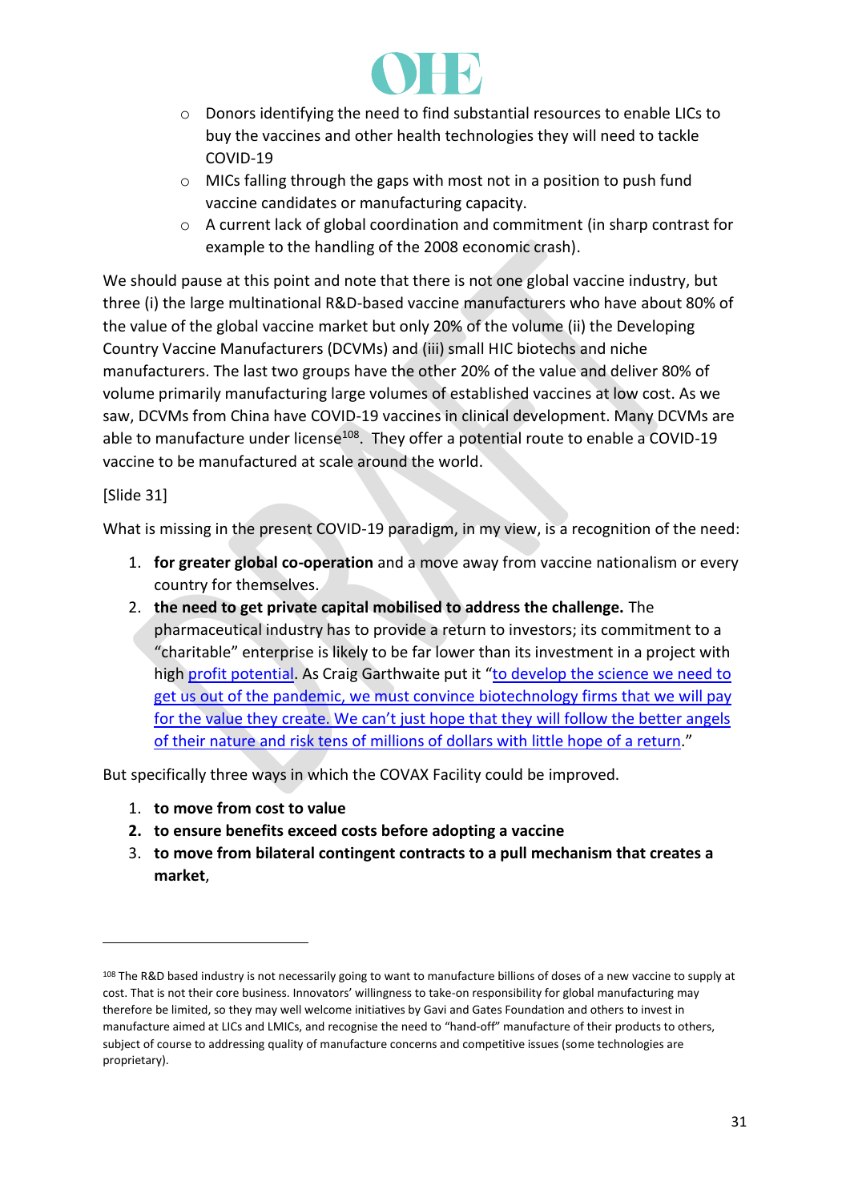- Donors identifying the need to find substantial resources to enable LICs to buy the vaccines and other health technologies they will need to tackle COVID-19
- MICs falling through the gaps with most not in a position to push fund vaccine candidates or manufacturing capacity.
- A current lack of global coordination and commitment (in sharp contrast for example to the handling of the 2008 economic crash).

We should pause at this point and note that there is not one global vaccine industry, but three (i) the large multinational R&D-based vaccine manufacturers who have about 80% of the value of the global vaccine market but only 20% of the volume (ii) the Developing Country Vaccine Manufacturers (DCVMs) and (iii) small HIC biotechs and niche manufacturers. The last two groups have the other 20% of the value and deliver 80% of volume primarily manufacturing large volumes of established vaccines at low cost. As we saw, DCVMs from China have COVID-19 vaccines in clinical development. Many DCVMs are able to manufacture under license[108]. They offer a potential route to enable a COVID-19 vaccine to be manufactured at scale around the world.

[Slide 31]

What is missing in the present COVID-19 paradigm, in my view, is a recognition of the need:

1. **for greater global co-operation** and a move away from vaccine nationalism or every country for themselves.
2. **the need to get private capital mobilised to address the challenge.** The pharmaceutical industry has to provide a return to investors; its commitment to a "charitable" enterprise is likely to be far lower than its investment in a project with high profit potential. As Craig Garthwaite put it "to develop the science we need to get us out of the pandemic, we must convince biotechnology firms that we will pay for the value they create. We can't just hope that they will follow the better angels of their nature and risk tens of millions of dollars with little hope of a return."

But specifically three ways in which the COVAX Facility could be improved.

1. **to move from cost to value**
2. **to ensure benefits exceed costs before adopting a vaccine**
3. **to move from bilateral contingent contracts to a pull mechanism that creates a market**,

[108] The R&D based industry is not necessarily going to want to manufacture billions of doses of a new vaccine to supply at cost. That is not their core business. Innovators' willingness to take-on responsibility for global manufacturing may therefore be limited, so they may well welcome initiatives by Gavi and Gates Foundation and others to invest in manufacture aimed at LICs and LMICs, and recognise the need to "hand-off" manufacture of their products to others, subject of course to addressing quality of manufacture concerns and competitive issues (some technologies are proprietary).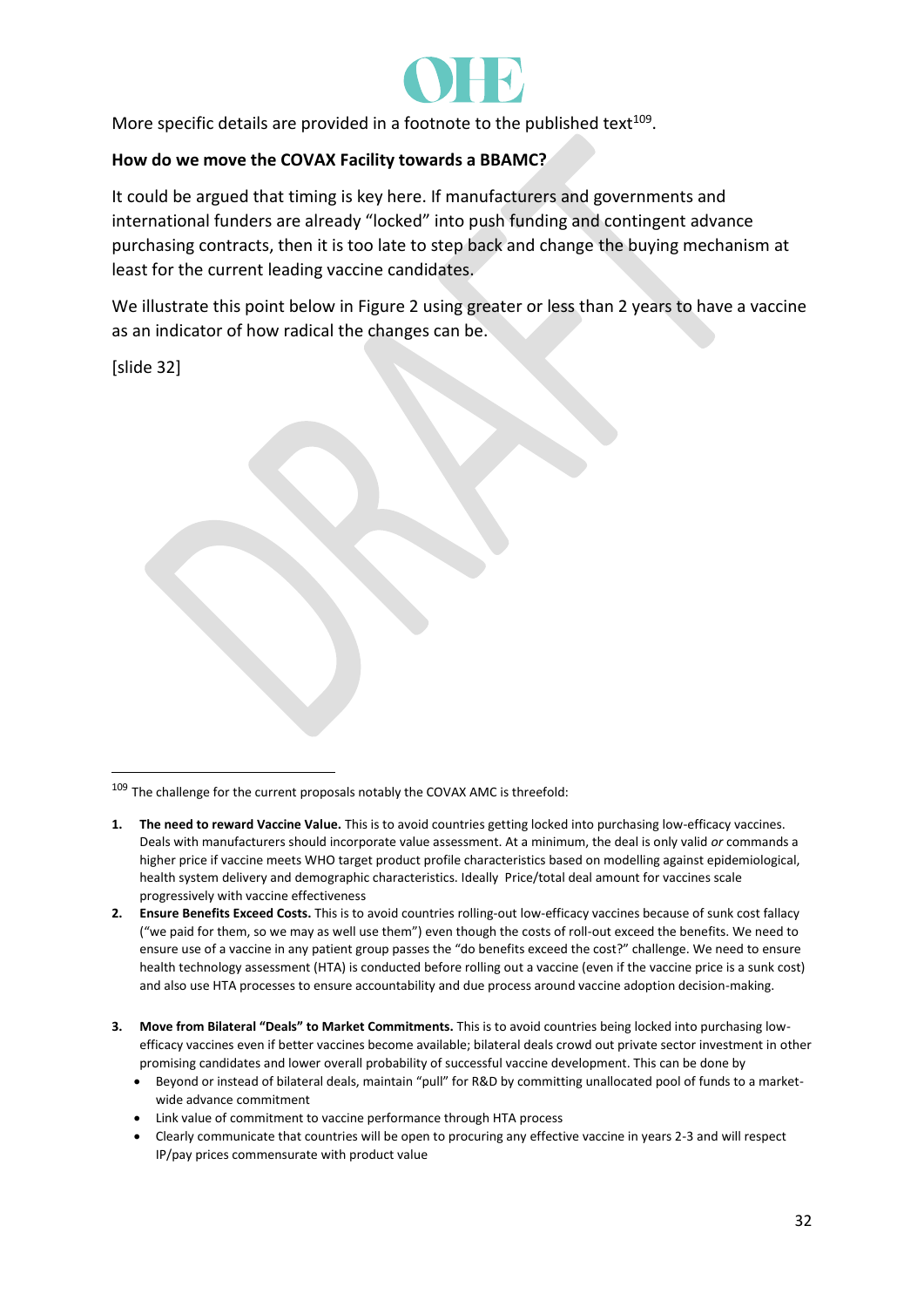More specific details are provided in a footnote to the published text[109].

**How do we move the COVAX Facility towards a BBAMC?**

It could be argued that timing is key here. If manufacturers and governments and international funders are already "locked" into push funding and contingent advance purchasing contracts, then it is too late to step back and change the buying mechanism at least for the current leading vaccine candidates.

We illustrate this point below in Figure 2 using greater or less than 2 years to have a vaccine as an indicator of how radical the changes can be.

[slide 32]

---

[109] The challenge for the current proposals notably the COVAX AMC is threefold:

1. **The need to reward Vaccine Value.** This is to avoid countries getting locked into purchasing low-efficacy vaccines. Deals with manufacturers should incorporate value assessment. At a minimum, the deal is only valid *or* commands a higher price if vaccine meets WHO target product profile characteristics based on modelling against epidemiological, health system delivery and demographic characteristics. Ideally Price/total deal amount for vaccines scale progressively with vaccine effectiveness
2. **Ensure Benefits Exceed Costs.** This is to avoid countries rolling-out low-efficacy vaccines because of sunk cost fallacy ("we paid for them, so we may as well use them") even though the costs of roll-out exceed the benefits. We need to ensure use of a vaccine in any patient group passes the "do benefits exceed the cost?" challenge. We need to ensure health technology assessment (HTA) is conducted before rolling out a vaccine (even if the vaccine price is a sunk cost) and also use HTA processes to ensure accountability and due process around vaccine adoption decision-making.
3. **Move from Bilateral "Deals" to Market Commitments.** This is to avoid countries being locked into purchasing low-efficacy vaccines even if better vaccines become available; bilateral deals crowd out private sector investment in other promising candidates and lower overall probability of successful vaccine development. This can be done by
   - Beyond or instead of bilateral deals, maintain "pull" for R&D by committing unallocated pool of funds to a market-wide advance commitment
   - Link value of commitment to vaccine performance through HTA process
   - Clearly communicate that countries will be open to procuring any effective vaccine in years 2-3 and will respect IP/pay prices commensurate with product value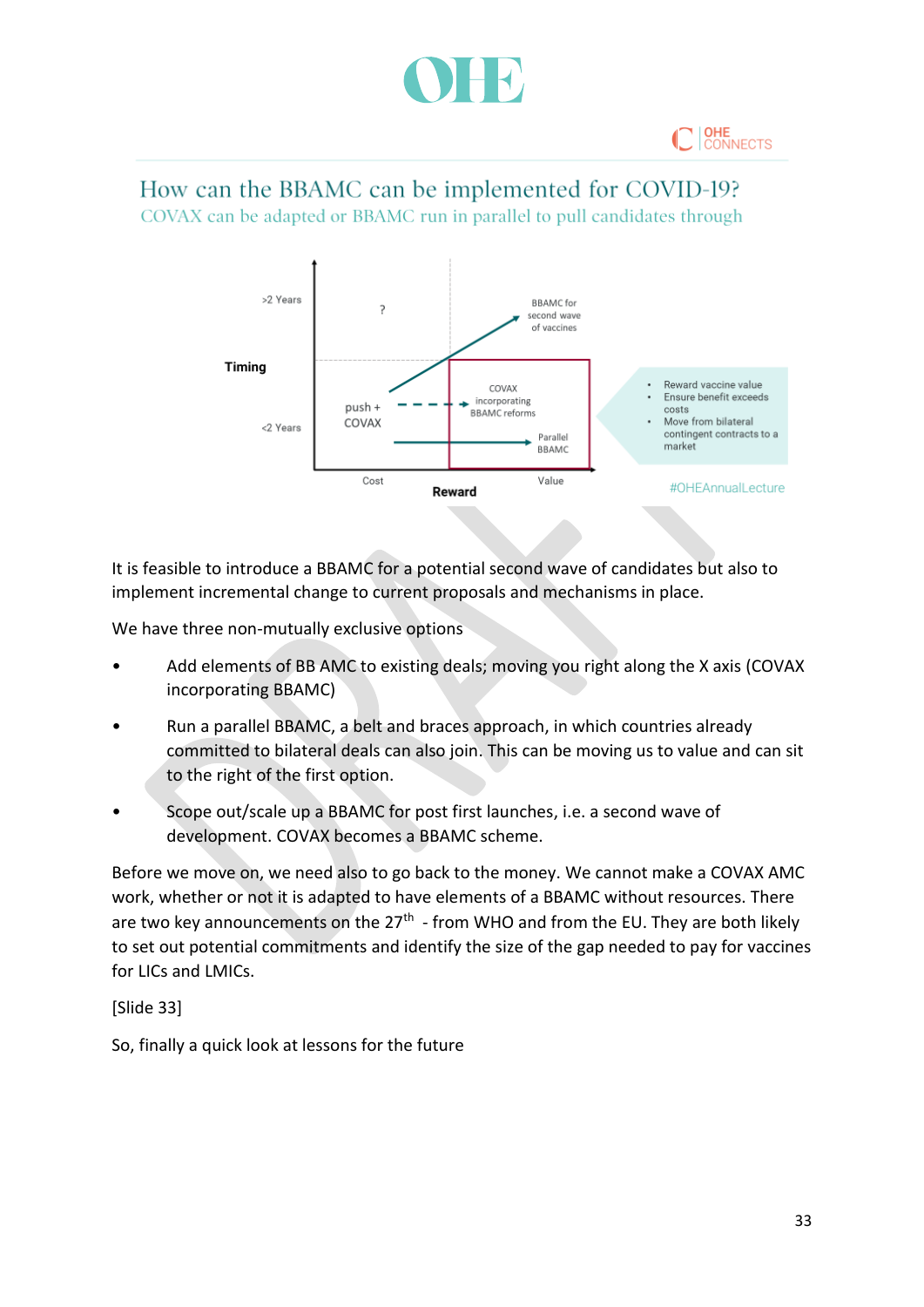How can the BBAMC can be implemented for COVID-19?

COVAX can be adapted or BBAMC run in parallel to pull candidates through

It is feasible to introduce a BBAMC for a potential second wave of candidates but also to implement incremental change to current proposals and mechanisms in place.

We have three non-mutually exclusive options

- Add elements of BB AMC to existing deals; moving you right along the X axis (COVAX incorporating BBAMC)
- Run a parallel BBAMC, a belt and braces approach, in which countries already committed to bilateral deals can also join. This can be moving us to value and can sit to the right of the first option.
- Scope out/scale up a BBAMC for post first launches, i.e. a second wave of development. COVAX becomes a BBAMC scheme.

Before we move on, we need also to go back to the money. We cannot make a COVAX AMC work, whether or not it is adapted to have elements of a BBAMC without resources. There are two key announcements on the 27th - from WHO and from the EU. They are both likely to set out potential commitments and identify the size of the gap needed to pay for vaccines for LICs and LMICs.

[Slide 33]

So, finally a quick look at lessons for the future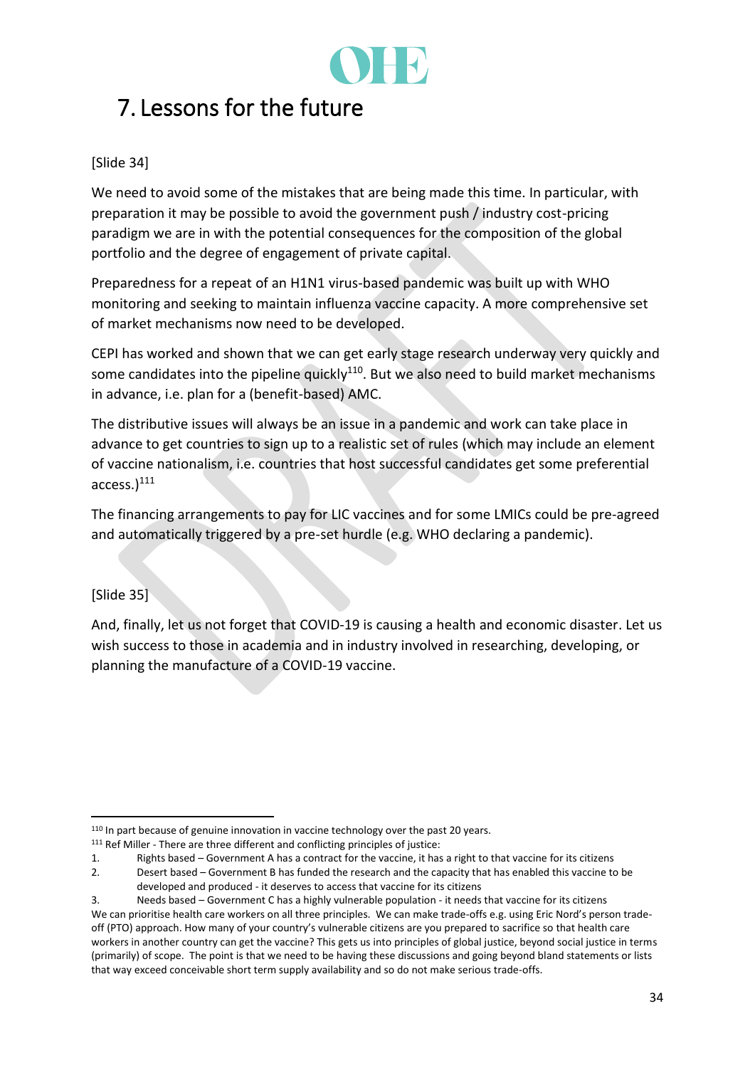# 7. Lessons for the future

[Slide 34]

We need to avoid some of the mistakes that are being made this time. In particular, with preparation it may be possible to avoid the government push / industry cost-pricing paradigm we are in with the potential consequences for the composition of the global portfolio and the degree of engagement of private capital.

Preparedness for a repeat of an H1N1 virus-based pandemic was built up with WHO monitoring and seeking to maintain influenza vaccine capacity. A more comprehensive set of market mechanisms now need to be developed.

CEPI has worked and shown that we can get early stage research underway very quickly and some candidates into the pipeline quickly[110]. But we also need to build market mechanisms in advance, i.e. plan for a (benefit-based) AMC.

The distributive issues will always be an issue in a pandemic and work can take place in advance to get countries to sign up to a realistic set of rules (which may include an element of vaccine nationalism, i.e. countries that host successful candidates get some preferential access.)[111]

The financing arrangements to pay for LIC vaccines and for some LMICs could be pre-agreed and automatically triggered by a pre-set hurdle (e.g. WHO declaring a pandemic).

[Slide 35]

And, finally, let us not forget that COVID-19 is causing a health and economic disaster. Let us wish success to those in academia and in industry involved in researching, developing, or planning the manufacture of a COVID-19 vaccine.

---

[110] In part because of genuine innovation in vaccine technology over the past 20 years.

[111] Ref Miller - There are three different and conflicting principles of justice:

1. Rights based – Government A has a contract for the vaccine, it has a right to that vaccine for its citizens
2. Desert based – Government B has funded the research and the capacity that has enabled this vaccine to be developed and produced - it deserves to access that vaccine for its citizens
3. Needs based – Government C has a highly vulnerable population - it needs that vaccine for its citizens

We can prioritise health care workers on all three principles. We can make trade-offs e.g. using Eric Nord's person trade-off (PTO) approach. How many of your country's vulnerable citizens are you prepared to sacrifice so that health care workers in another country can get the vaccine? This gets us into principles of global justice, beyond social justice in terms (primarily) of scope. The point is that we need to be having these discussions and going beyond bland statements or lists that way exceed conceivable short term supply availability and so do not make serious trade-offs.